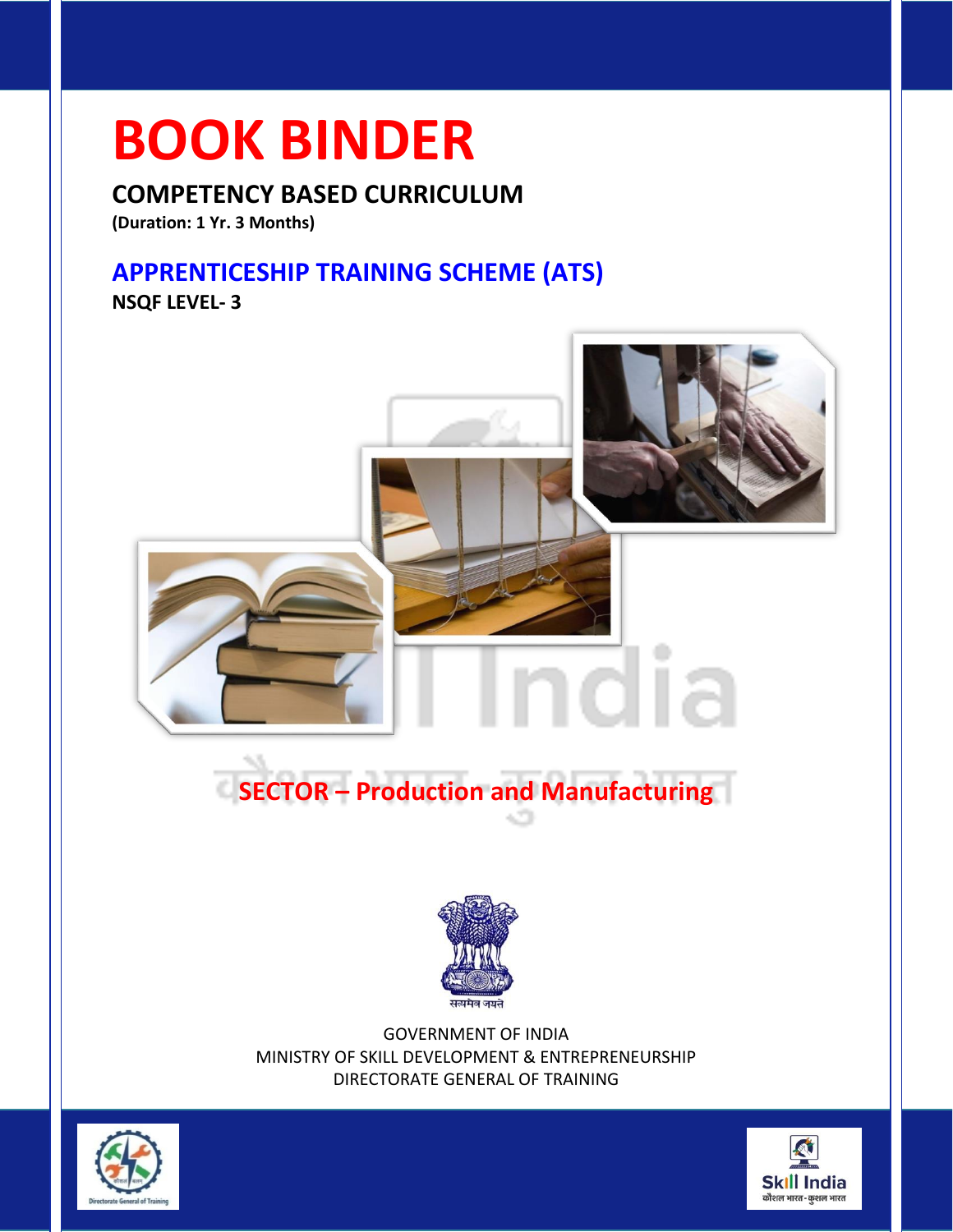# BOOK BINDER

## COMPETENCY BASED CURRICULUM

**(Duration: 1 Yr. 3 Months)**

## APPRENTICESHIP TRAINING SCHEME (ATS)

**NSQF LEVEL- 3**

## SECTOR – Production and Manufacturing

सत्यमेव जयते

GOVERNMENT OF INDIA
MINISTRY OF SKILL DEVELOPMENT & ENTREPRENEURSHIP
DIRECTORATE GENERAL OF TRAINING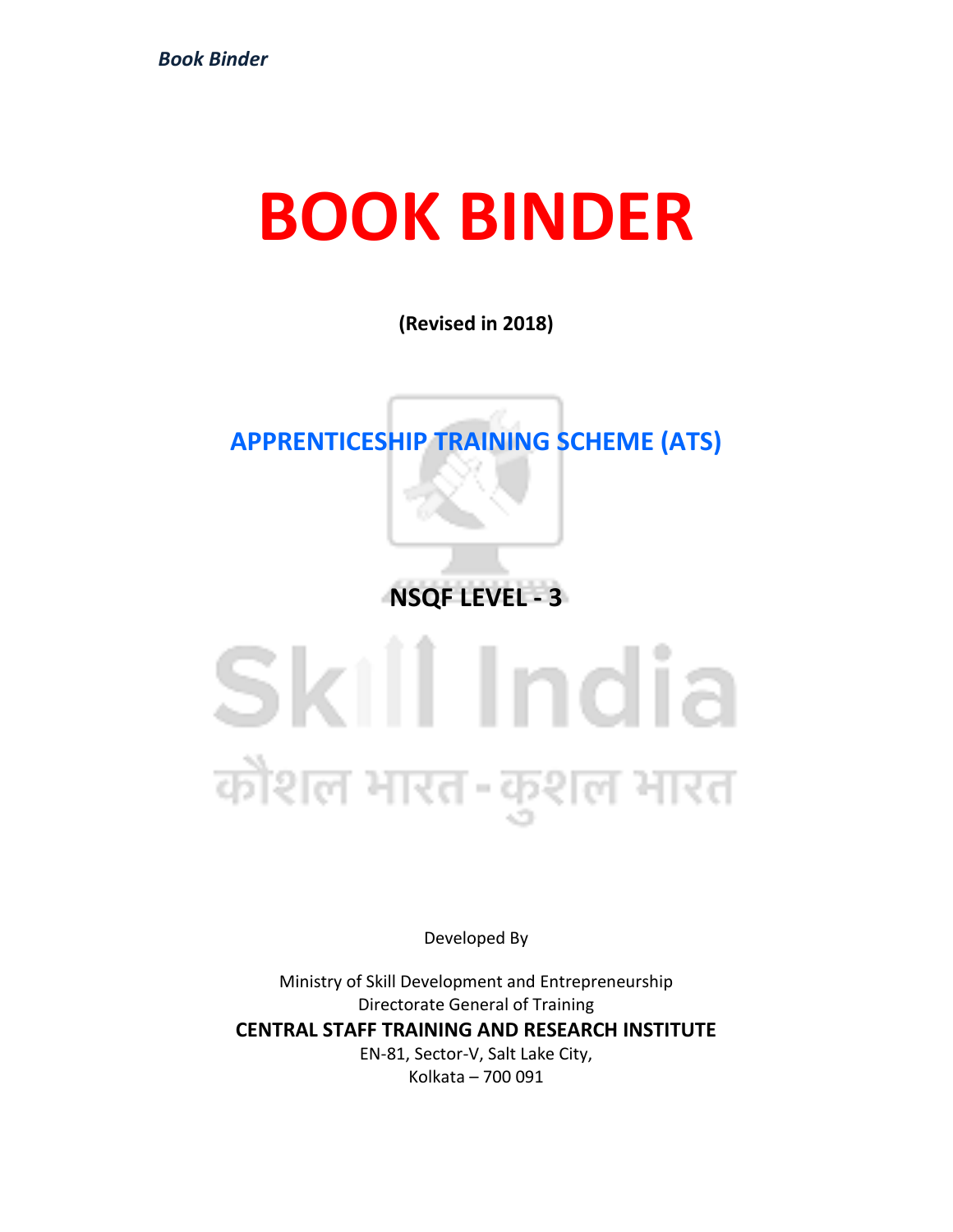# BOOK BINDER

**(Revised in 2018)**

## APPRENTICESHIP TRAINING SCHEME (ATS)

**NSQF LEVEL - 3**

Developed By

Ministry of Skill Development and Entrepreneurship

Directorate General of Training

**CENTRAL STAFF TRAINING AND RESEARCH INSTITUTE**

EN-81, Sector-V, Salt Lake City,

Kolkata – 700 091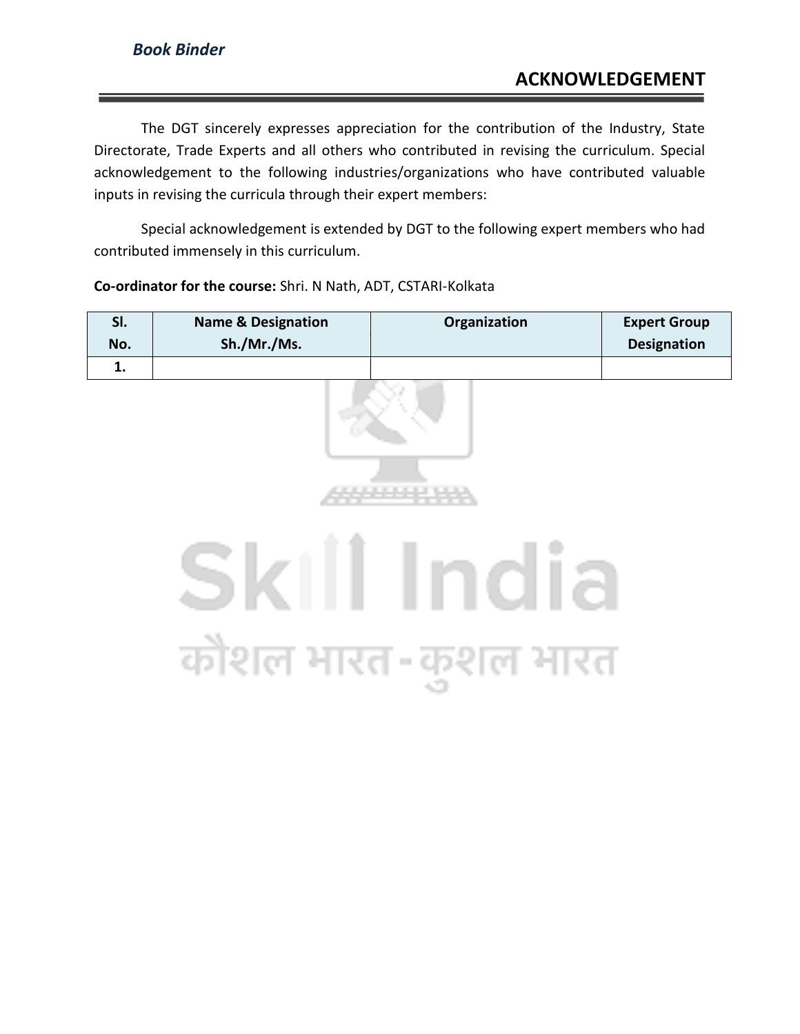## ACKNOWLEDGEMENT

The DGT sincerely expresses appreciation for the contribution of the Industry, State Directorate, Trade Experts and all others who contributed in revising the curriculum. Special acknowledgement to the following industries/organizations who have contributed valuable inputs in revising the curricula through their expert members:

Special acknowledgement is extended by DGT to the following expert members who had contributed immensely in this curriculum.

**Co-ordinator for the course:** Shri. N Nath, ADT, CSTARI-Kolkata

| Sl. No. | Name & Designation Sh./Mr./Ms. | Organization | Expert Group Designation |
|---|---|---|---|
| 1. | | | |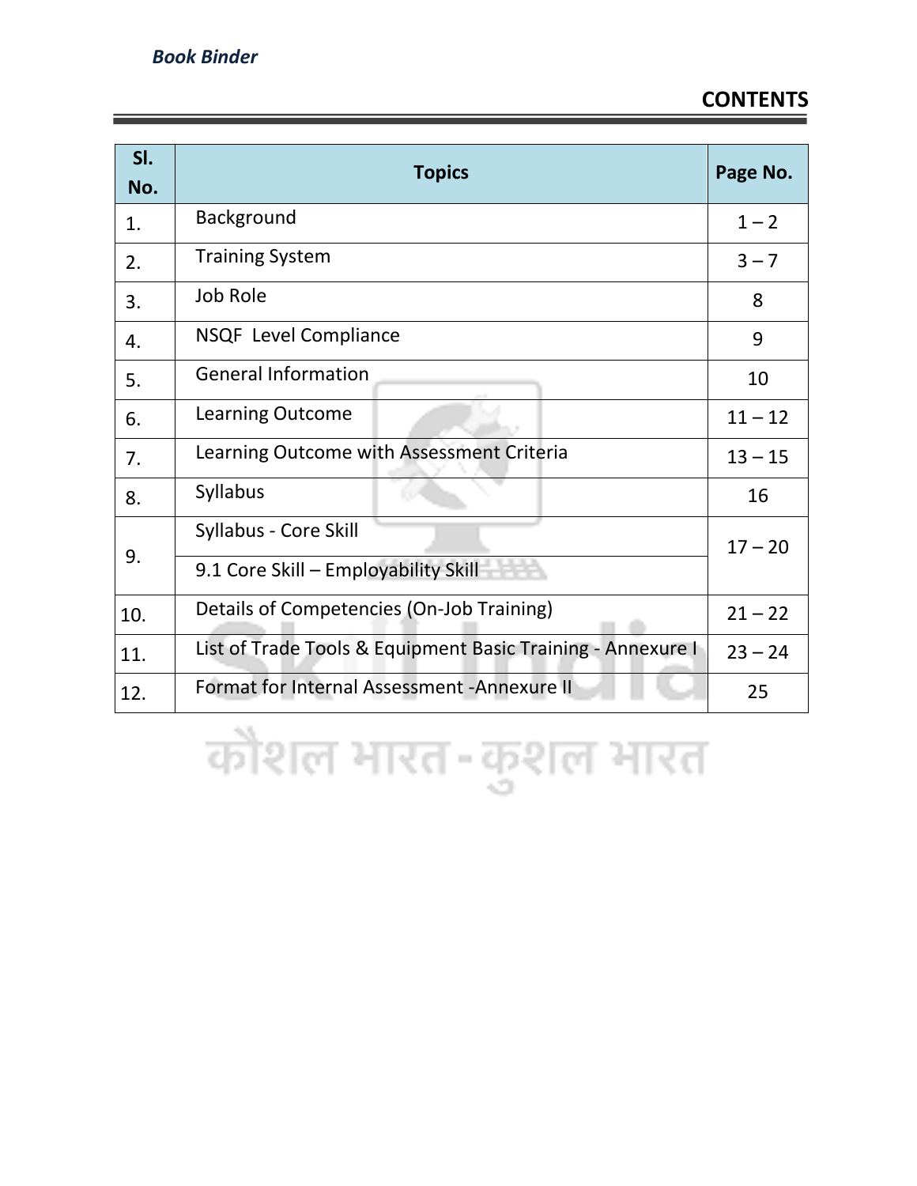# CONTENTS

| Sl. No. | Topics | Page No. |
|---|---|---|
| 1. | Background | 1 – 2 |
| 2. | Training System | 3 – 7 |
| 3. | Job Role | 8 |
| 4. | NSQF Level Compliance | 9 |
| 5. | General Information | 10 |
| 6. | Learning Outcome | 11 – 12 |
| 7. | Learning Outcome with Assessment Criteria | 13 – 15 |
| 8. | Syllabus | 16 |
| 9. | Syllabus - Core Skill | 17 – 20 |
| | 9.1 Core Skill – Employability Skill | |
| 10. | Details of Competencies (On-Job Training) | 21 – 22 |
| 11. | List of Trade Tools & Equipment Basic Training - Annexure I | 23 – 24 |
| 12. | Format for Internal Assessment -Annexure II | 25 |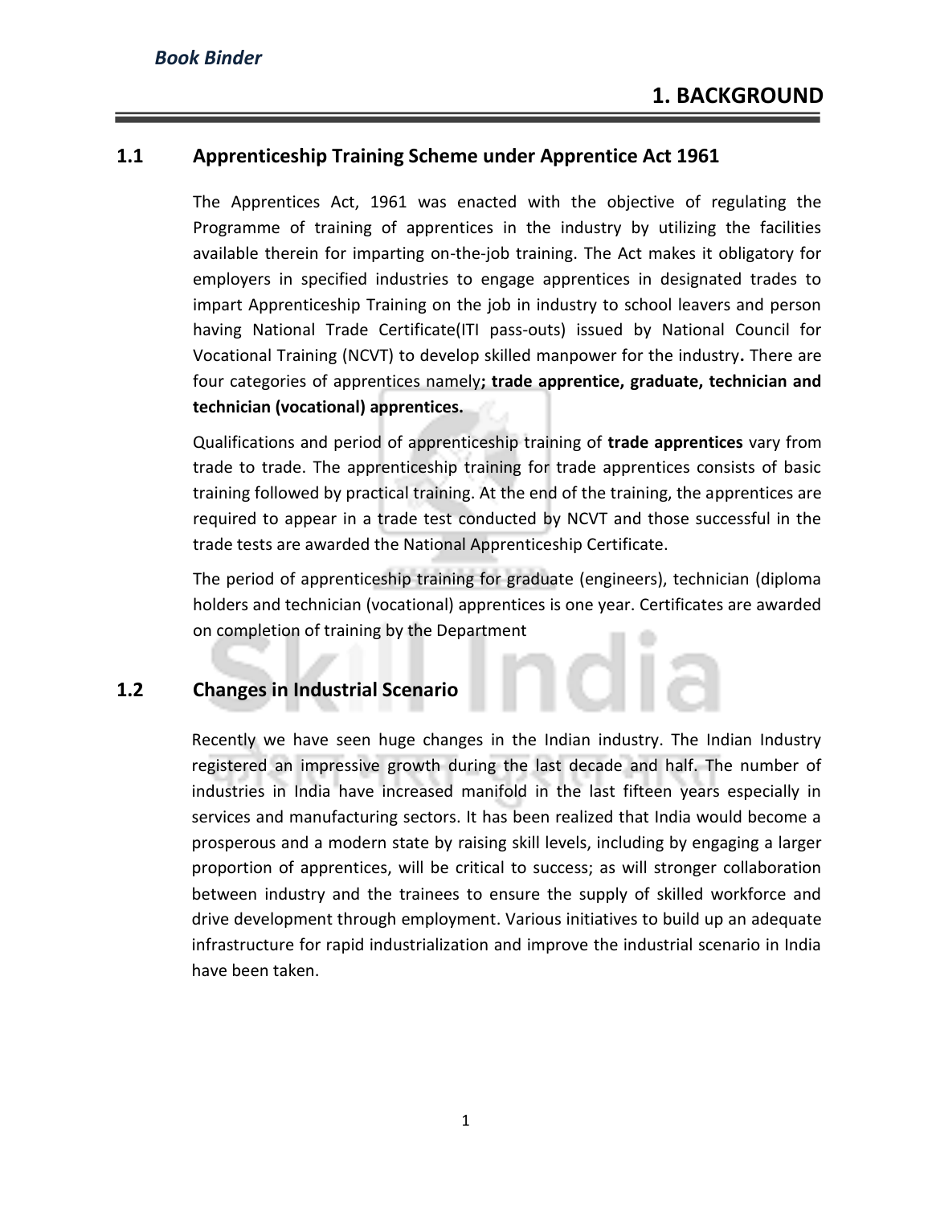# 1. BACKGROUND

## 1.1 Apprenticeship Training Scheme under Apprentice Act 1961

The Apprentices Act, 1961 was enacted with the objective of regulating the Programme of training of apprentices in the industry by utilizing the facilities available therein for imparting on-the-job training. The Act makes it obligatory for employers in specified industries to engage apprentices in designated trades to impart Apprenticeship Training on the job in industry to school leavers and person having National Trade Certificate(ITI pass-outs) issued by National Council for Vocational Training (NCVT) to develop skilled manpower for the industry**.** There are four categories of apprentices namely**; trade apprentice, graduate, technician and technician (vocational) apprentices.**

Qualifications and period of apprenticeship training of **trade apprentices** vary from trade to trade. The apprenticeship training for trade apprentices consists of basic training followed by practical training. At the end of the training, the apprentices are required to appear in a trade test conducted by NCVT and those successful in the trade tests are awarded the National Apprenticeship Certificate.

The period of apprenticeship training for graduate (engineers), technician (diploma holders and technician (vocational) apprentices is one year. Certificates are awarded on completion of training by the Department

## 1.2 Changes in Industrial Scenario

Recently we have seen huge changes in the Indian industry. The Indian Industry registered an impressive growth during the last decade and half. The number of industries in India have increased manifold in the last fifteen years especially in services and manufacturing sectors. It has been realized that India would become a prosperous and a modern state by raising skill levels, including by engaging a larger proportion of apprentices, will be critical to success; as will stronger collaboration between industry and the trainees to ensure the supply of skilled workforce and drive development through employment. Various initiatives to build up an adequate infrastructure for rapid industrialization and improve the industrial scenario in India have been taken.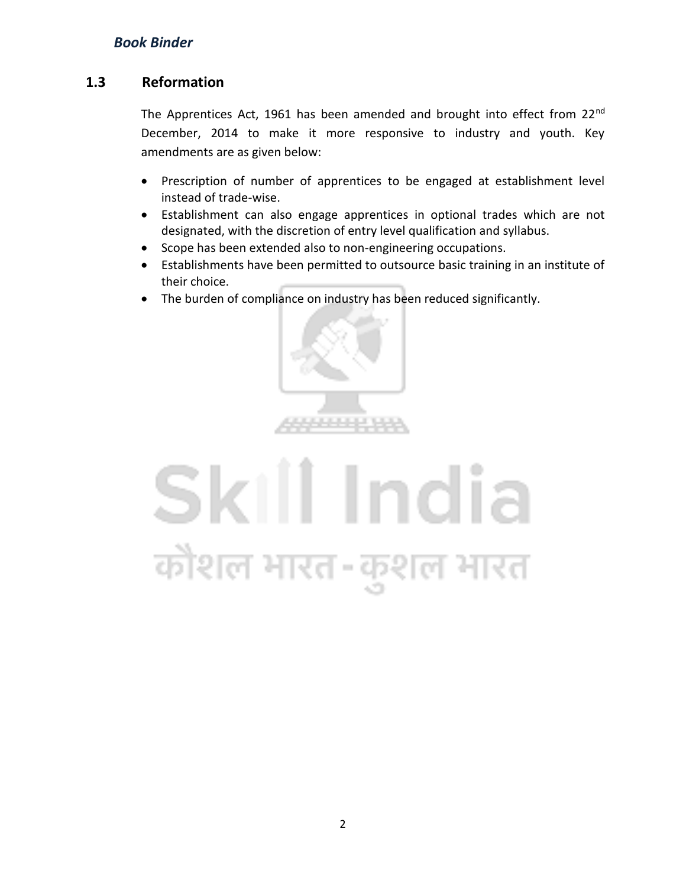## 1.3 Reformation

The Apprentices Act, 1961 has been amended and brought into effect from 22nd December, 2014 to make it more responsive to industry and youth. Key amendments are as given below:

- Prescription of number of apprentices to be engaged at establishment level instead of trade-wise.
- Establishment can also engage apprentices in optional trades which are not designated, with the discretion of entry level qualification and syllabus.
- Scope has been extended also to non-engineering occupations.
- Establishments have been permitted to outsource basic training in an institute of their choice.
- The burden of compliance on industry has been reduced significantly.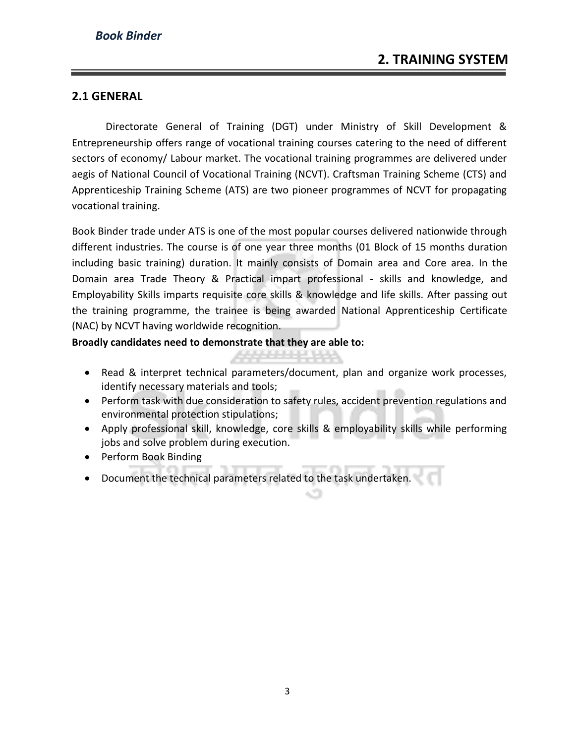## 2. TRAINING SYSTEM

### 2.1 GENERAL

Directorate General of Training (DGT) under Ministry of Skill Development & Entrepreneurship offers range of vocational training courses catering to the need of different sectors of economy/ Labour market. The vocational training programmes are delivered under aegis of National Council of Vocational Training (NCVT). Craftsman Training Scheme (CTS) and Apprenticeship Training Scheme (ATS) are two pioneer programmes of NCVT for propagating vocational training.

Book Binder trade under ATS is one of the most popular courses delivered nationwide through different industries. The course is of one year three months (01 Block of 15 months duration including basic training) duration. It mainly consists of Domain area and Core area. In the Domain area Trade Theory & Practical impart professional - skills and knowledge, and Employability Skills imparts requisite core skills & knowledge and life skills. After passing out the training programme, the trainee is being awarded National Apprenticeship Certificate (NAC) by NCVT having worldwide recognition.

**Broadly candidates need to demonstrate that they are able to:**

- Read & interpret technical parameters/document, plan and organize work processes, identify necessary materials and tools;
- Perform task with due consideration to safety rules, accident prevention regulations and environmental protection stipulations;
- Apply professional skill, knowledge, core skills & employability skills while performing jobs and solve problem during execution.
- Perform Book Binding
- Document the technical parameters related to the task undertaken.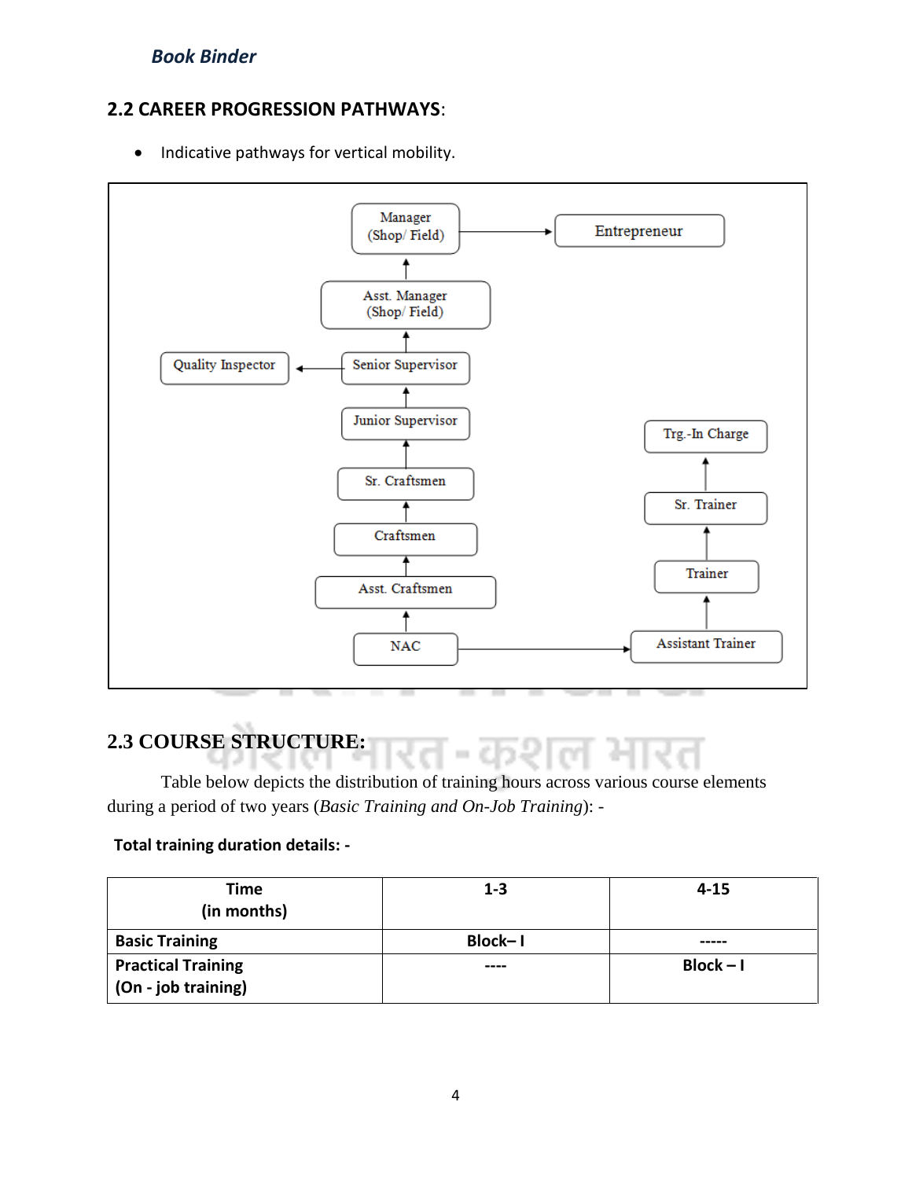## 2.2 CAREER PROGRESSION PATHWAYS:

- Indicative pathways for vertical mobility.

Manager (Shop/ Field) → Entrepreneur

Asst. Manager (Shop/ Field)

Senior Supervisor → Quality Inspector

Junior Supervisor

Sr. Craftsmen

Craftsmen

Asst. Craftsmen

NAC → Assistant Trainer

Assistant Trainer → Trainer → Sr. Trainer → Trg.-In Charge

## 2.3 COURSE STRUCTURE:

Table below depicts the distribution of training hours across various course elements during a period of two years (*Basic Training and On-Job Training*): -

**Total training duration details: -**

| Time (in months) | 1-3 | 4-15 |
|---|---|---|
| **Basic Training** | **Block– I** | **-----** |
| **Practical Training (On - job training)** | **----** | **Block – I** |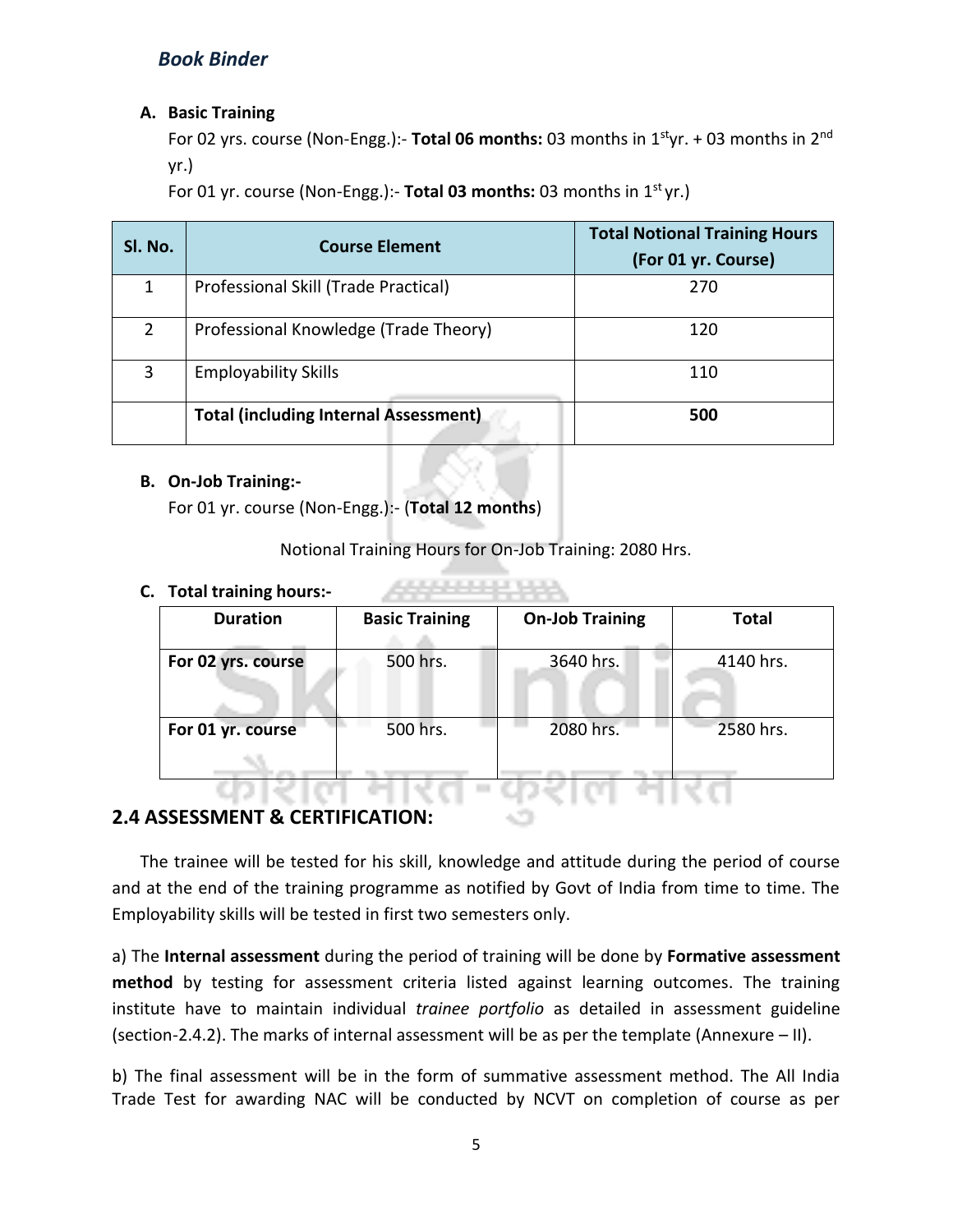**A. Basic Training**

For 02 yrs. course (Non-Engg.):- **Total 06 months:** 03 months in 1st yr. + 03 months in 2nd yr.)

For 01 yr. course (Non-Engg.):- **Total 03 months:** 03 months in 1st yr.)

| Sl. No. | Course Element | Total Notional Training Hours (For 01 yr. Course) |
|---|---|---|
| 1 | Professional Skill (Trade Practical) | 270 |
| 2 | Professional Knowledge (Trade Theory) | 120 |
| 3 | Employability Skills | 110 |
| | **Total (including Internal Assessment)** | **500** |

**B. On-Job Training:-**

For 01 yr. course (Non-Engg.):- (**Total 12 months**)

Notional Training Hours for On-Job Training: 2080 Hrs.

**C. Total training hours:-**

| Duration | Basic Training | On-Job Training | Total |
|---|---|---|---|
| **For 02 yrs. course** | 500 hrs. | 3640 hrs. | 4140 hrs. |
| **For 01 yr. course** | 500 hrs. | 2080 hrs. | 2580 hrs. |

## 2.4 ASSESSMENT & CERTIFICATION:

The trainee will be tested for his skill, knowledge and attitude during the period of course and at the end of the training programme as notified by Govt of India from time to time. The Employability skills will be tested in first two semesters only.

a) The **Internal assessment** during the period of training will be done by **Formative assessment method** by testing for assessment criteria listed against learning outcomes. The training institute have to maintain individual *trainee portfolio* as detailed in assessment guideline (section-2.4.2). The marks of internal assessment will be as per the template (Annexure – II).

b) The final assessment will be in the form of summative assessment method. The All India Trade Test for awarding NAC will be conducted by NCVT on completion of course as per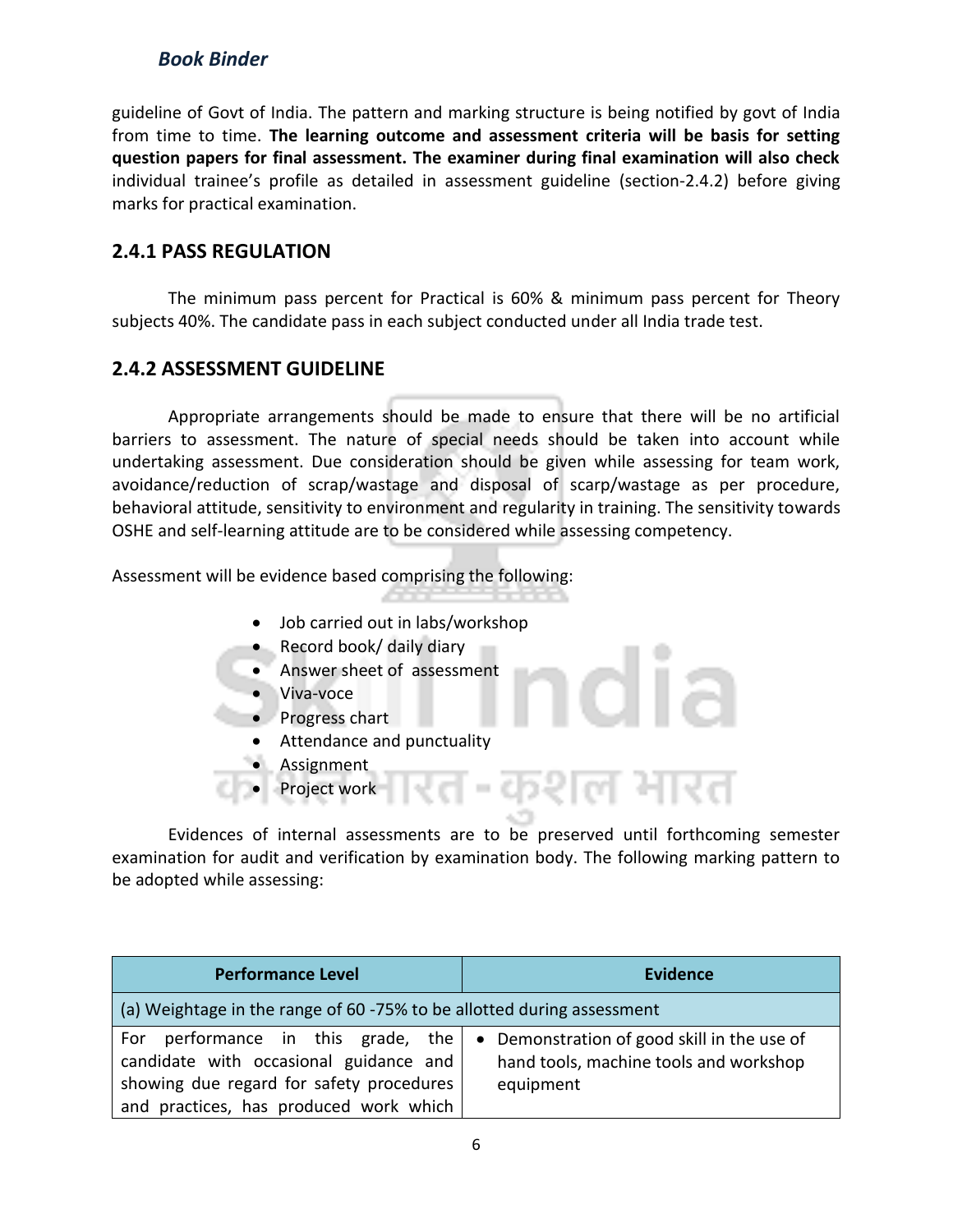guideline of Govt of India. The pattern and marking structure is being notified by govt of India from time to time. **The learning outcome and assessment criteria will be basis for setting question papers for final assessment. The examiner during final examination will also check** individual trainee's profile as detailed in assessment guideline (section-2.4.2) before giving marks for practical examination.

### 2.4.1 PASS REGULATION

The minimum pass percent for Practical is 60% & minimum pass percent for Theory subjects 40%. The candidate pass in each subject conducted under all India trade test.

### 2.4.2 ASSESSMENT GUIDELINE

Appropriate arrangements should be made to ensure that there will be no artificial barriers to assessment. The nature of special needs should be taken into account while undertaking assessment. Due consideration should be given while assessing for team work, avoidance/reduction of scrap/wastage and disposal of scarp/wastage as per procedure, behavioral attitude, sensitivity to environment and regularity in training. The sensitivity towards OSHE and self-learning attitude are to be considered while assessing competency.

Assessment will be evidence based comprising the following:

- Job carried out in labs/workshop
- Record book/ daily diary
- Answer sheet of assessment
- Viva-voce
- Progress chart
- Attendance and punctuality
- Assignment
- Project work

Evidences of internal assessments are to be preserved until forthcoming semester examination for audit and verification by examination body. The following marking pattern to be adopted while assessing:

| Performance Level | Evidence |
|---|---|
| (a) Weightage in the range of 60 -75% to be allotted during assessment | |
| For performance in this grade, the candidate with occasional guidance and showing due regard for safety procedures and practices, has produced work which | • Demonstration of good skill in the use of hand tools, machine tools and workshop equipment |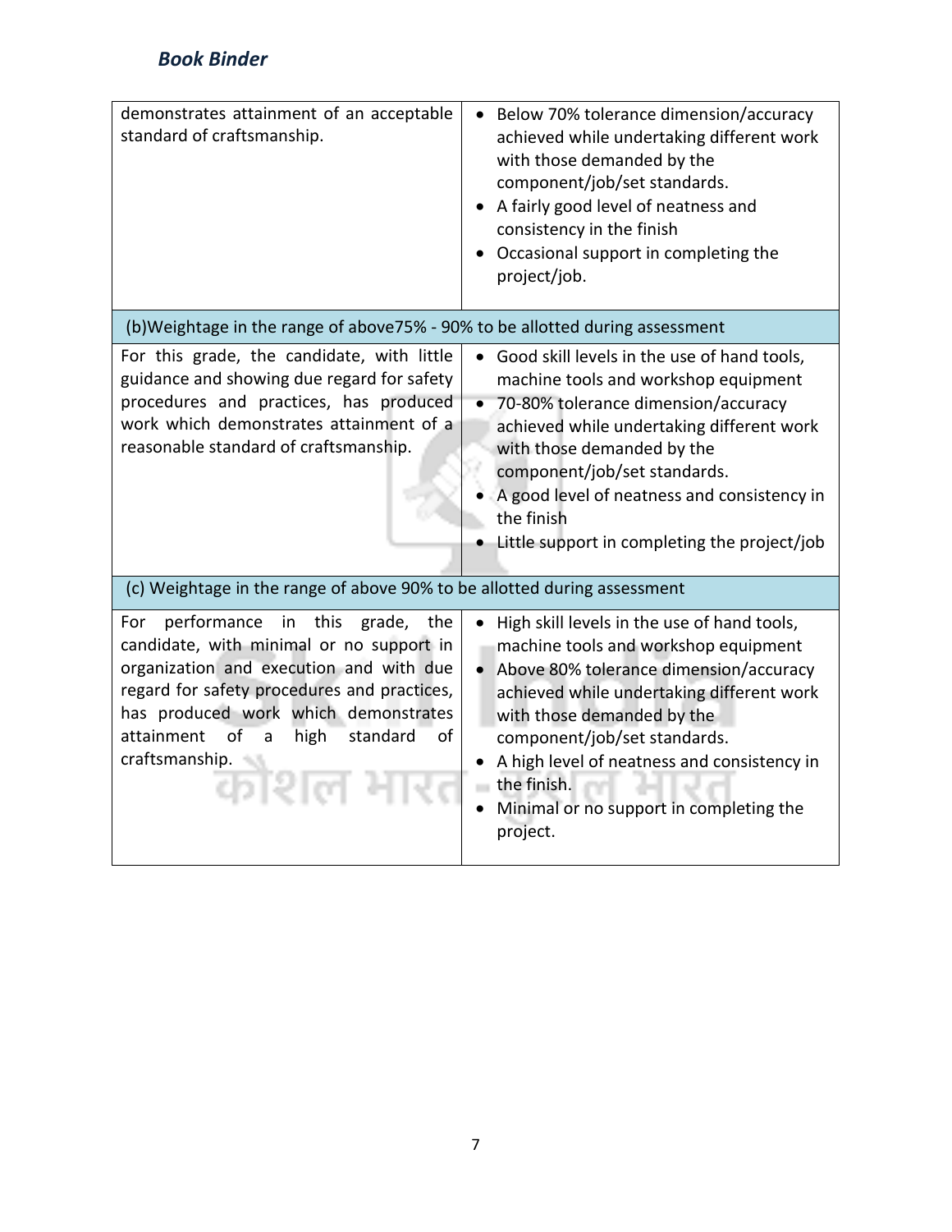| | |
|---|---|
| demonstrates attainment of an acceptable standard of craftsmanship. | • Below 70% tolerance dimension/accuracy achieved while undertaking different work with those demanded by the component/job/set standards.<br>• A fairly good level of neatness and consistency in the finish<br>• Occasional support in completing the project/job. |
| (b)Weightage in the range of above75% - 90% to be allotted during assessment | |
| For this grade, the candidate, with little guidance and showing due regard for safety procedures and practices, has produced work which demonstrates attainment of a reasonable standard of craftsmanship. | • Good skill levels in the use of hand tools, machine tools and workshop equipment<br>• 70-80% tolerance dimension/accuracy achieved while undertaking different work with those demanded by the component/job/set standards.<br>• A good level of neatness and consistency in the finish<br>• Little support in completing the project/job |
| (c) Weightage in the range of above 90% to be allotted during assessment | |
| For performance in this grade, the candidate, with minimal or no support in organization and execution and with due regard for safety procedures and practices, has produced work which demonstrates attainment of a high standard of craftsmanship. | • High skill levels in the use of hand tools, machine tools and workshop equipment<br>• Above 80% tolerance dimension/accuracy achieved while undertaking different work with those demanded by the component/job/set standards.<br>• A high level of neatness and consistency in the finish.<br>• Minimal or no support in completing the project. |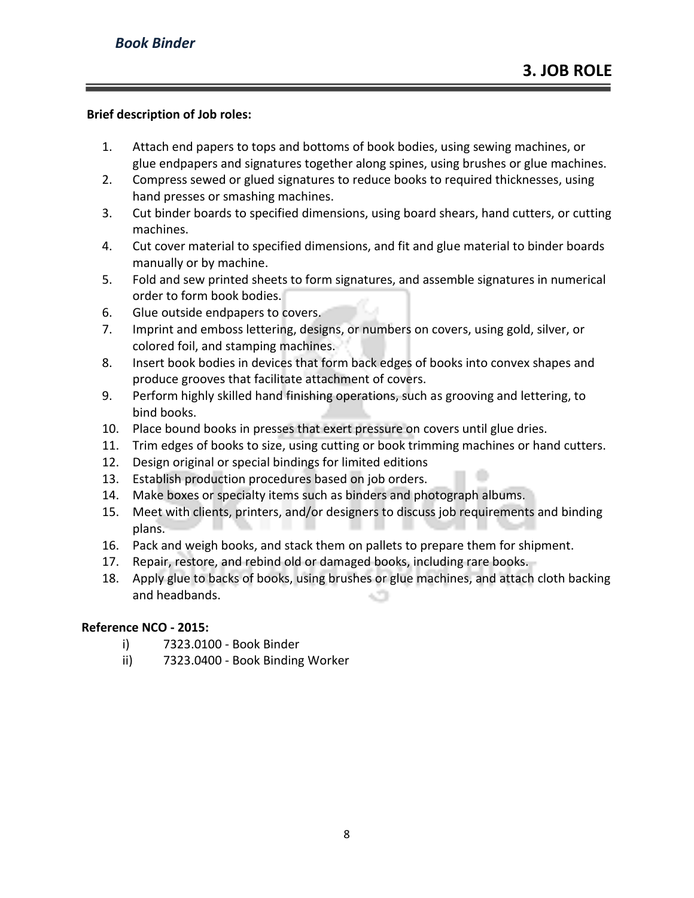## 3. JOB ROLE

**Brief description of Job roles:**

1. Attach end papers to tops and bottoms of book bodies, using sewing machines, or glue endpapers and signatures together along spines, using brushes or glue machines.
2. Compress sewed or glued signatures to reduce books to required thicknesses, using hand presses or smashing machines.
3. Cut binder boards to specified dimensions, using board shears, hand cutters, or cutting machines.
4. Cut cover material to specified dimensions, and fit and glue material to binder boards manually or by machine.
5. Fold and sew printed sheets to form signatures, and assemble signatures in numerical order to form book bodies.
6. Glue outside endpapers to covers.
7. Imprint and emboss lettering, designs, or numbers on covers, using gold, silver, or colored foil, and stamping machines.
8. Insert book bodies in devices that form back edges of books into convex shapes and produce grooves that facilitate attachment of covers.
9. Perform highly skilled hand finishing operations, such as grooving and lettering, to bind books.
10. Place bound books in presses that exert pressure on covers until glue dries.
11. Trim edges of books to size, using cutting or book trimming machines or hand cutters.
12. Design original or special bindings for limited editions
13. Establish production procedures based on job orders.
14. Make boxes or specialty items such as binders and photograph albums.
15. Meet with clients, printers, and/or designers to discuss job requirements and binding plans.
16. Pack and weigh books, and stack them on pallets to prepare them for shipment.
17. Repair, restore, and rebind old or damaged books, including rare books.
18. Apply glue to backs of books, using brushes or glue machines, and attach cloth backing and headbands.

**Reference NCO - 2015:**

i) 7323.0100 - Book Binder
ii) 7323.0400 - Book Binding Worker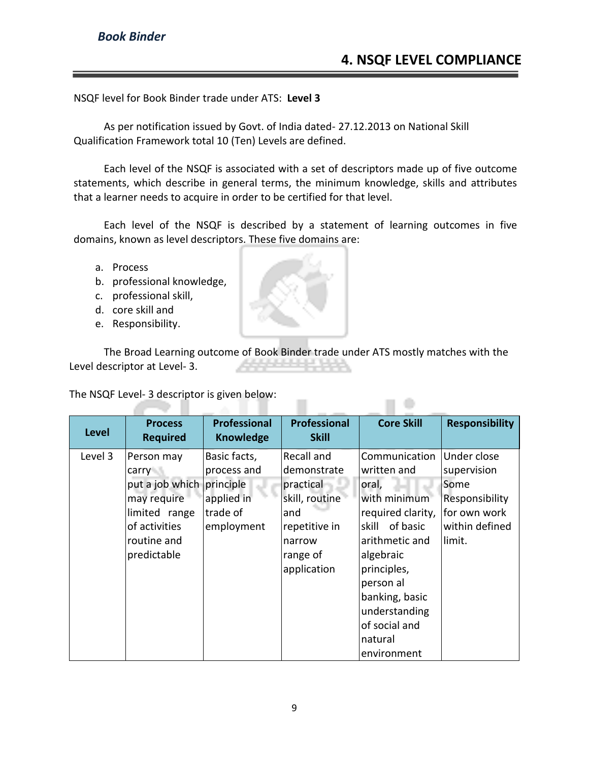## 4. NSQF LEVEL COMPLIANCE

NSQF level for Book Binder trade under ATS: **Level 3**

As per notification issued by Govt. of India dated- 27.12.2013 on National Skill Qualification Framework total 10 (Ten) Levels are defined.

Each level of the NSQF is associated with a set of descriptors made up of five outcome statements, which describe in general terms, the minimum knowledge, skills and attributes that a learner needs to acquire in order to be certified for that level.

Each level of the NSQF is described by a statement of learning outcomes in five domains, known as level descriptors. These five domains are:

a. Process
b. professional knowledge,
c. professional skill,
d. core skill and
e. Responsibility.

The Broad Learning outcome of Book Binder trade under ATS mostly matches with the Level descriptor at Level- 3.

The NSQF Level- 3 descriptor is given below:

| Level | Process Required | Professional Knowledge | Professional Skill | Core Skill | Responsibility |
|---|---|---|---|---|---|
| Level 3 | Person may carry put a job which may require limited range of activities routine and predictable | Basic facts, process and principle applied in trade of employment | Recall and demonstrate practical skill, routine and repetitive in narrow range of application | Communication written and oral, with minimum required clarity, skill of basic arithmetic and algebraic principles, person al banking, basic understanding of social and natural environment | Under close supervision Some Responsibility for own work within defined limit. |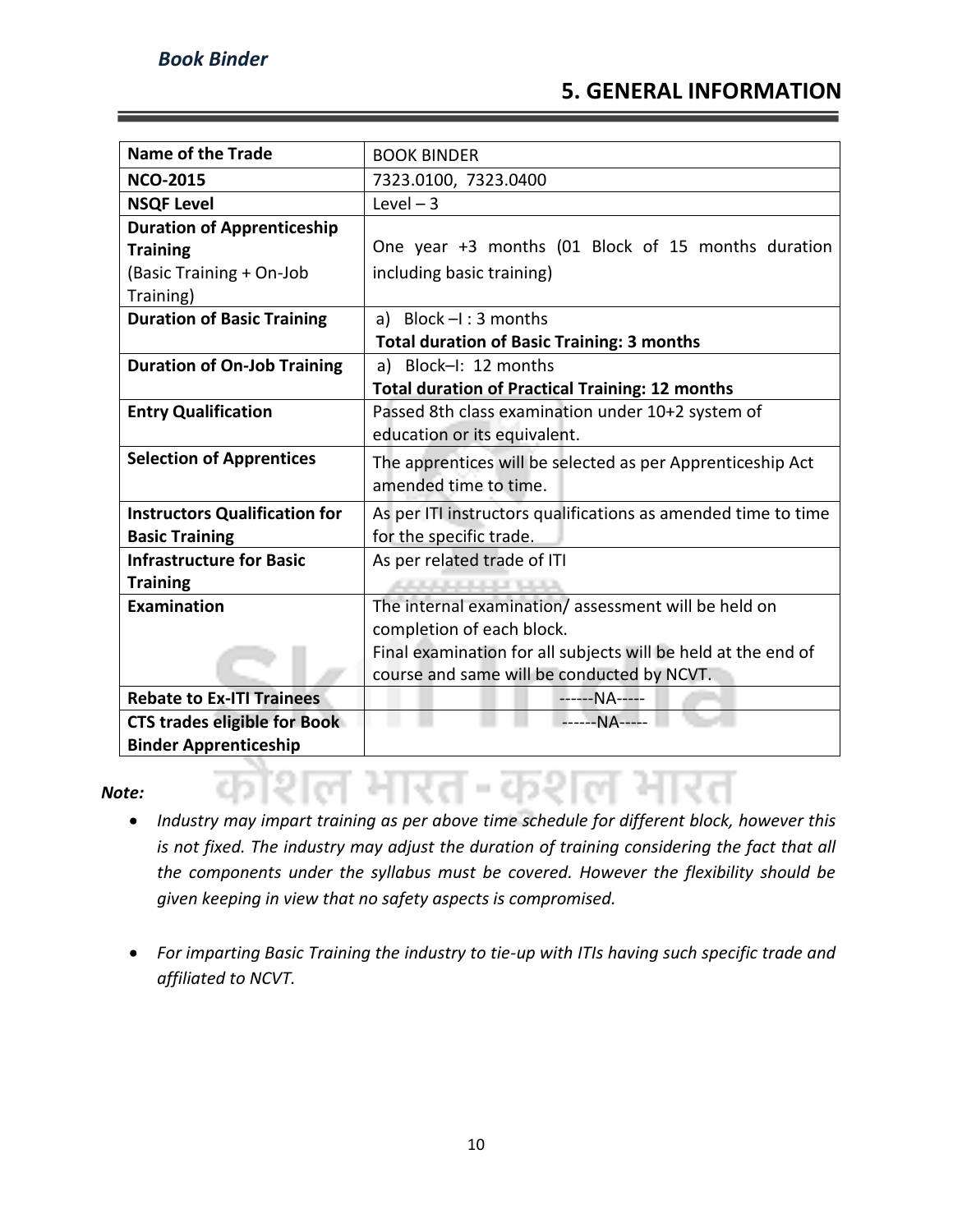# 5. GENERAL INFORMATION

| Name of the Trade | BOOK BINDER |
|---|---|
| **NCO-2015** | 7323.0100, 7323.0400 |
| **NSQF Level** | Level – 3 |
| **Duration of Apprenticeship Training** (Basic Training + On-Job Training) | One year +3 months (01 Block of 15 months duration including basic training) |
| **Duration of Basic Training** | a) Block –I : 3 months<br>**Total duration of Basic Training: 3 months** |
| **Duration of On-Job Training** | a) Block–I: 12 months<br>**Total duration of Practical Training: 12 months** |
| **Entry Qualification** | Passed 8th class examination under 10+2 system of education or its equivalent. |
| **Selection of Apprentices** | The apprentices will be selected as per Apprenticeship Act amended time to time. |
| **Instructors Qualification for Basic Training** | As per ITI instructors qualifications as amended time to time for the specific trade. |
| **Infrastructure for Basic Training** | As per related trade of ITI |
| **Examination** | The internal examination/ assessment will be held on completion of each block.<br>Final examination for all subjects will be held at the end of course and same will be conducted by NCVT. |
| **Rebate to Ex-ITI Trainees** | ------NA----- |
| **CTS trades eligible for Book Binder Apprenticeship** | ------NA----- |

***Note:***

- *Industry may impart training as per above time schedule for different block, however this is not fixed. The industry may adjust the duration of training considering the fact that all the components under the syllabus must be covered. However the flexibility should be given keeping in view that no safety aspects is compromised.*

- *For imparting Basic Training the industry to tie-up with ITIs having such specific trade and affiliated to NCVT.*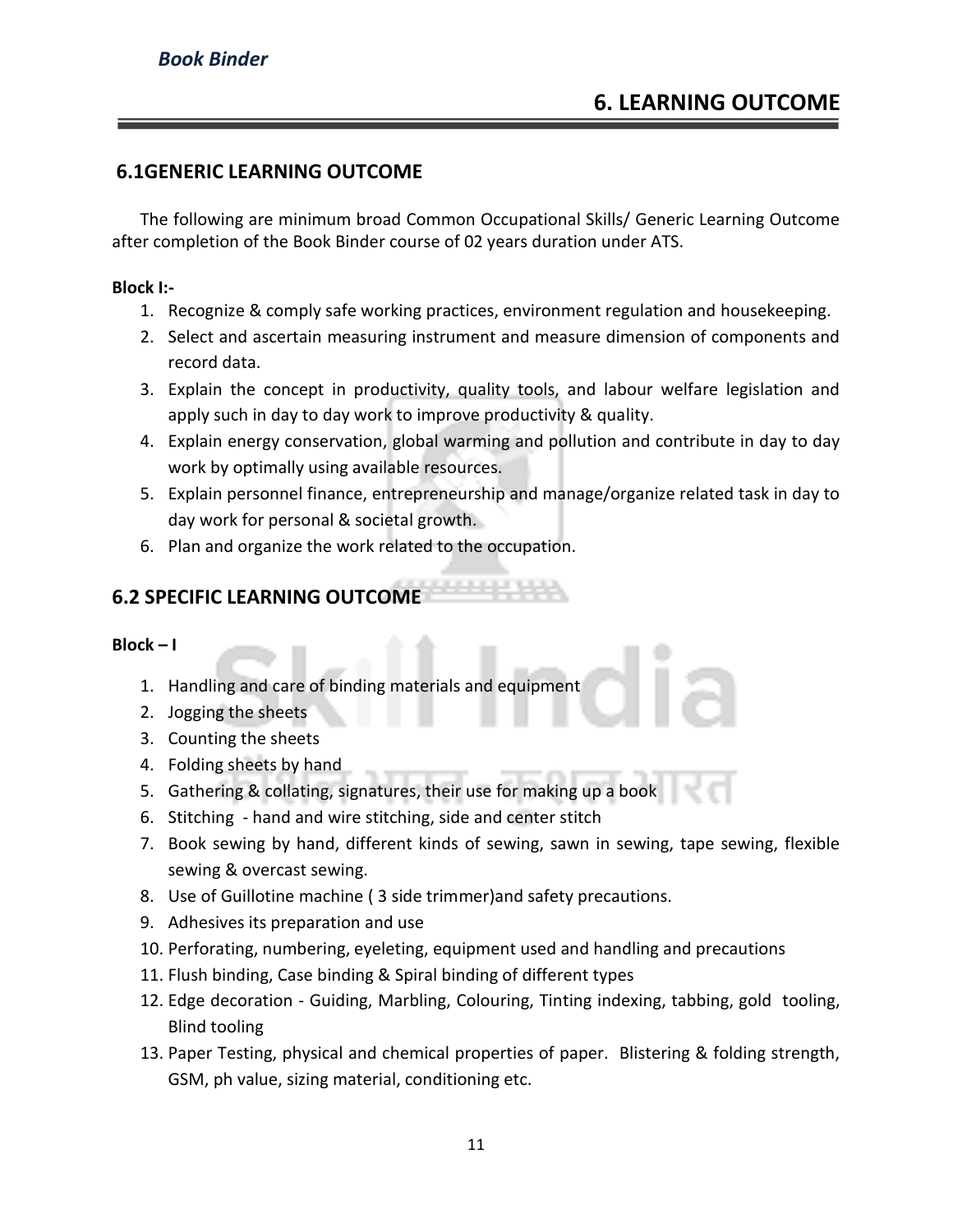# 6. LEARNING OUTCOME

## 6.1GENERIC LEARNING OUTCOME

The following are minimum broad Common Occupational Skills/ Generic Learning Outcome after completion of the Book Binder course of 02 years duration under ATS.

**Block I:-**

1. Recognize & comply safe working practices, environment regulation and housekeeping.
2. Select and ascertain measuring instrument and measure dimension of components and record data.
3. Explain the concept in productivity, quality tools, and labour welfare legislation and apply such in day to day work to improve productivity & quality.
4. Explain energy conservation, global warming and pollution and contribute in day to day work by optimally using available resources.
5. Explain personnel finance, entrepreneurship and manage/organize related task in day to day work for personal & societal growth.
6. Plan and organize the work related to the occupation.

## 6.2 SPECIFIC LEARNING OUTCOME

**Block – I**

1. Handling and care of binding materials and equipment
2. Jogging the sheets
3. Counting the sheets
4. Folding sheets by hand
5. Gathering & collating, signatures, their use for making up a book
6. Stitching - hand and wire stitching, side and center stitch
7. Book sewing by hand, different kinds of sewing, sawn in sewing, tape sewing, flexible sewing & overcast sewing.
8. Use of Guillotine machine ( 3 side trimmer)and safety precautions.
9. Adhesives its preparation and use
10. Perforating, numbering, eyeleting, equipment used and handling and precautions
11. Flush binding, Case binding & Spiral binding of different types
12. Edge decoration - Guiding, Marbling, Colouring, Tinting indexing, tabbing, gold tooling, Blind tooling
13. Paper Testing, physical and chemical properties of paper. Blistering & folding strength, GSM, ph value, sizing material, conditioning etc.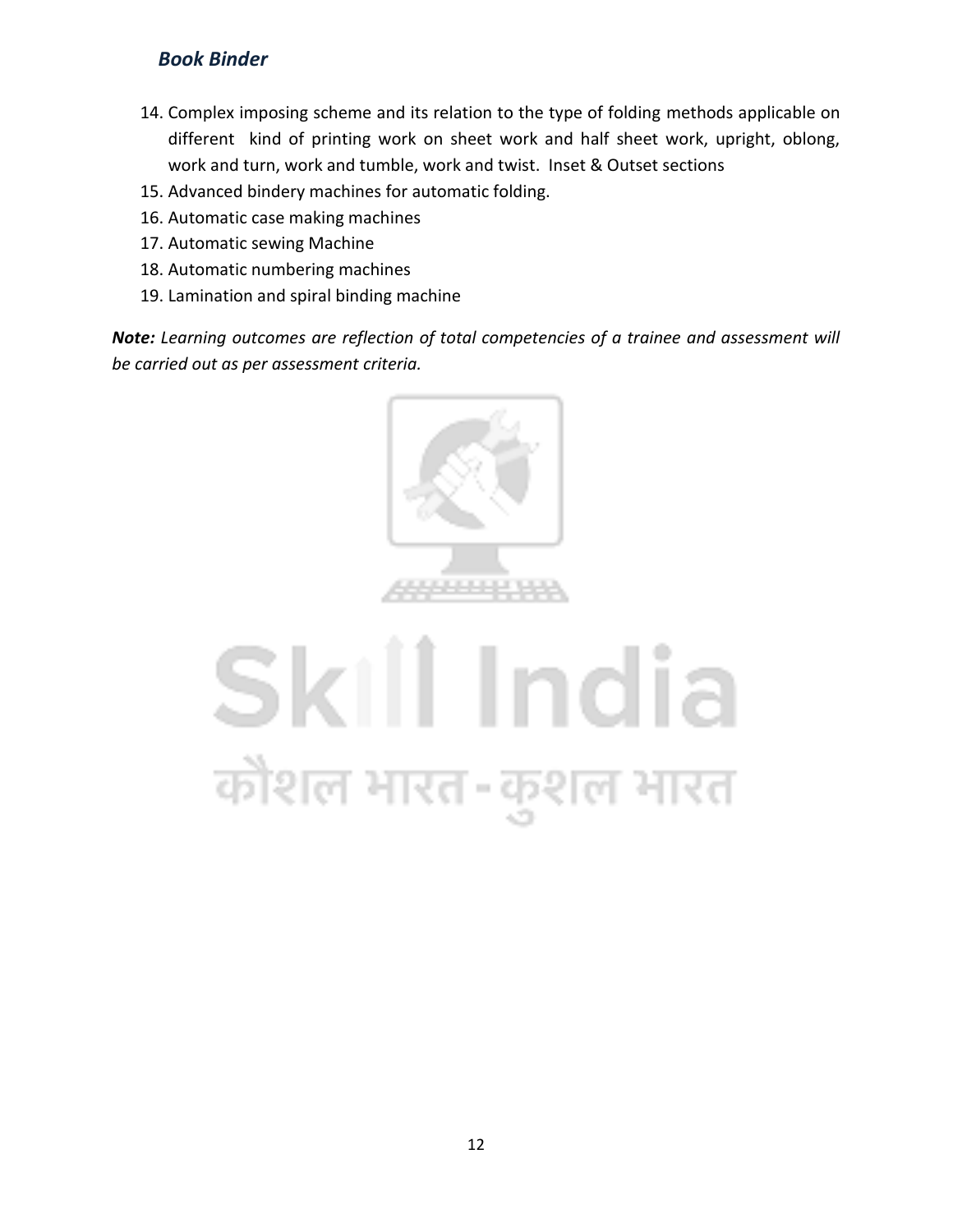14. Complex imposing scheme and its relation to the type of folding methods applicable on different kind of printing work on sheet work and half sheet work, upright, oblong, work and turn, work and tumble, work and twist. Inset & Outset sections
15. Advanced bindery machines for automatic folding.
16. Automatic case making machines
17. Automatic sewing Machine
18. Automatic numbering machines
19. Lamination and spiral binding machine

***Note:*** *Learning outcomes are reflection of total competencies of a trainee and assessment will be carried out as per assessment criteria.*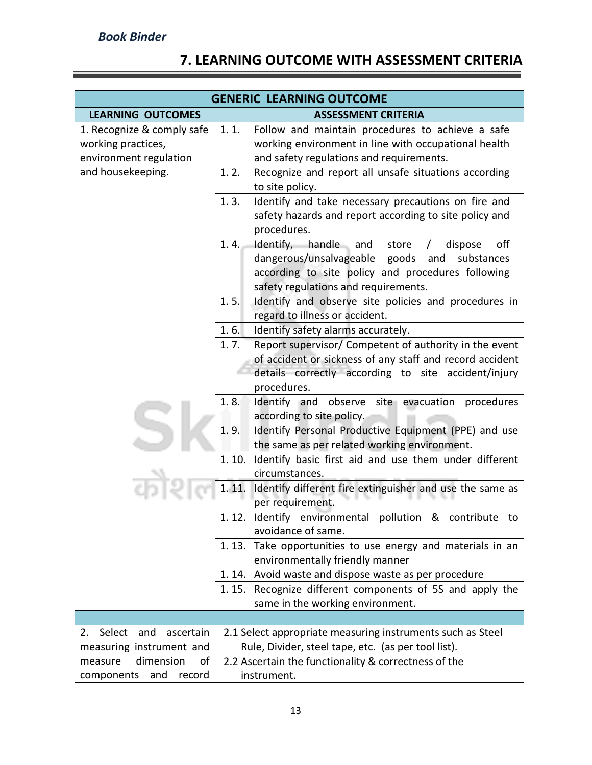## 7. LEARNING OUTCOME WITH ASSESSMENT CRITERIA

| GENERIC LEARNING OUTCOME | |
|---|---|
| **LEARNING OUTCOMES** | **ASSESSMENT CRITERIA** |
| 1. Recognize & comply safe working practices, environment regulation and housekeeping. | 1. 1. Follow and maintain procedures to achieve a safe working environment in line with occupational health and safety regulations and requirements. |
| | 1. 2. Recognize and report all unsafe situations according to site policy. |
| | 1. 3. Identify and take necessary precautions on fire and safety hazards and report according to site policy and procedures. |
| | 1. 4. Identify, handle and store / dispose off dangerous/unsalvageable goods and substances according to site policy and procedures following safety regulations and requirements. |
| | 1. 5. Identify and observe site policies and procedures in regard to illness or accident. |
| | 1. 6. Identify safety alarms accurately. |
| | 1. 7. Report supervisor/ Competent of authority in the event of accident or sickness of any staff and record accident details correctly according to site accident/injury procedures. |
| | 1. 8. Identify and observe site evacuation procedures according to site policy. |
| | 1. 9. Identify Personal Productive Equipment (PPE) and use the same as per related working environment. |
| | 1. 10. Identify basic first aid and use them under different circumstances. |
| | 1. 11. Identify different fire extinguisher and use the same as per requirement. |
| | 1. 12. Identify environmental pollution & contribute to avoidance of same. |
| | 1. 13. Take opportunities to use energy and materials in an environmentally friendly manner |
| | 1. 14. Avoid waste and dispose waste as per procedure |
| | 1. 15. Recognize different components of 5S and apply the same in the working environment. |
| | |
| 2. Select and ascertain measuring instrument and measure dimension of components and record | 2.1 Select appropriate measuring instruments such as Steel Rule, Divider, steel tape, etc. (as per tool list). |
| | 2.2 Ascertain the functionality & correctness of the instrument. |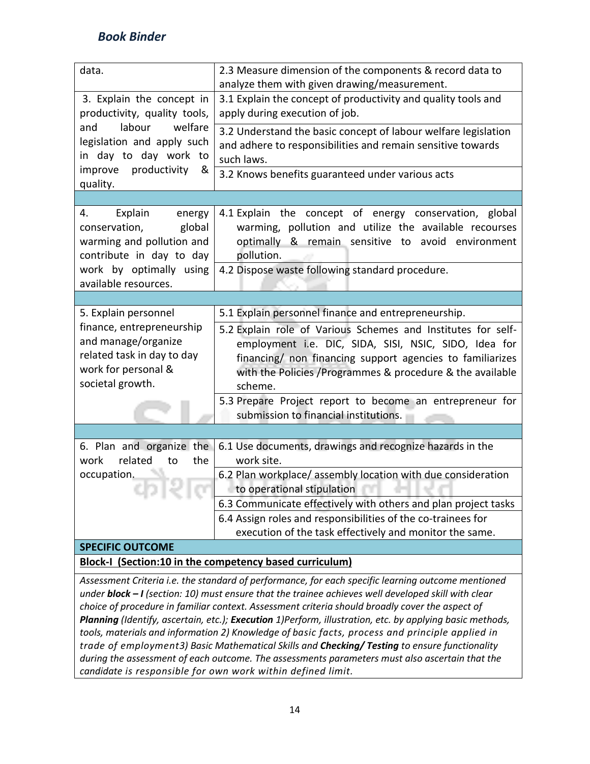| | |
|---|---|
| data. | 2.3 Measure dimension of the components & record data to analyze them with given drawing/measurement. |
| 3. Explain the concept in productivity, quality tools, and labour welfare legislation and apply such in day to day work to improve productivity & quality. | 3.1 Explain the concept of productivity and quality tools and apply during execution of job. |
| | 3.2 Understand the basic concept of labour welfare legislation and adhere to responsibilities and remain sensitive towards such laws. |
| | 3.2 Knows benefits guaranteed under various acts |
| | |
| 4. Explain energy conservation, global warming and pollution and contribute in day to day work by optimally using available resources. | 4.1 Explain the concept of energy conservation, global warming, pollution and utilize the available recourses optimally & remain sensitive to avoid environment pollution. |
| | 4.2 Dispose waste following standard procedure. |
| | |
| 5. Explain personnel finance, entrepreneurship and manage/organize related task in day to day work for personal & societal growth. | 5.1 Explain personnel finance and entrepreneurship. |
| | 5.2 Explain role of Various Schemes and Institutes for self-employment i.e. DIC, SIDA, SISI, NSIC, SIDO, Idea for financing/ non financing support agencies to familiarizes with the Policies /Programmes & procedure & the available scheme. |
| | 5.3 Prepare Project report to become an entrepreneur for submission to financial institutions. |
| | |
| 6. Plan and organize the work related to the occupation. | 6.1 Use documents, drawings and recognize hazards in the work site. |
| | 6.2 Plan workplace/ assembly location with due consideration to operational stipulation |
| | 6.3 Communicate effectively with others and plan project tasks |
| | 6.4 Assign roles and responsibilities of the co-trainees for execution of the task effectively and monitor the same. |
| **SPECIFIC OUTCOME** | |
| **Block-I (Section:10 in the competency based curriculum)** | |
| *Assessment Criteria i.e. the standard of performance, for each specific learning outcome mentioned under **block – I** (section: 10) must ensure that the trainee achieves well developed skill with clear choice of procedure in familiar context. Assessment criteria should broadly cover the aspect of **Planning** (Identify, ascertain, etc.); **Execution** 1)Perform, illustration, etc. by applying basic methods, tools, materials and information 2) Knowledge of basic facts, process and principle applied in trade of employment3) Basic Mathematical Skills and **Checking/ Testing** to ensure functionality during the assessment of each outcome. The assessments parameters must also ascertain that the candidate is responsible for own work within defined limit.* | |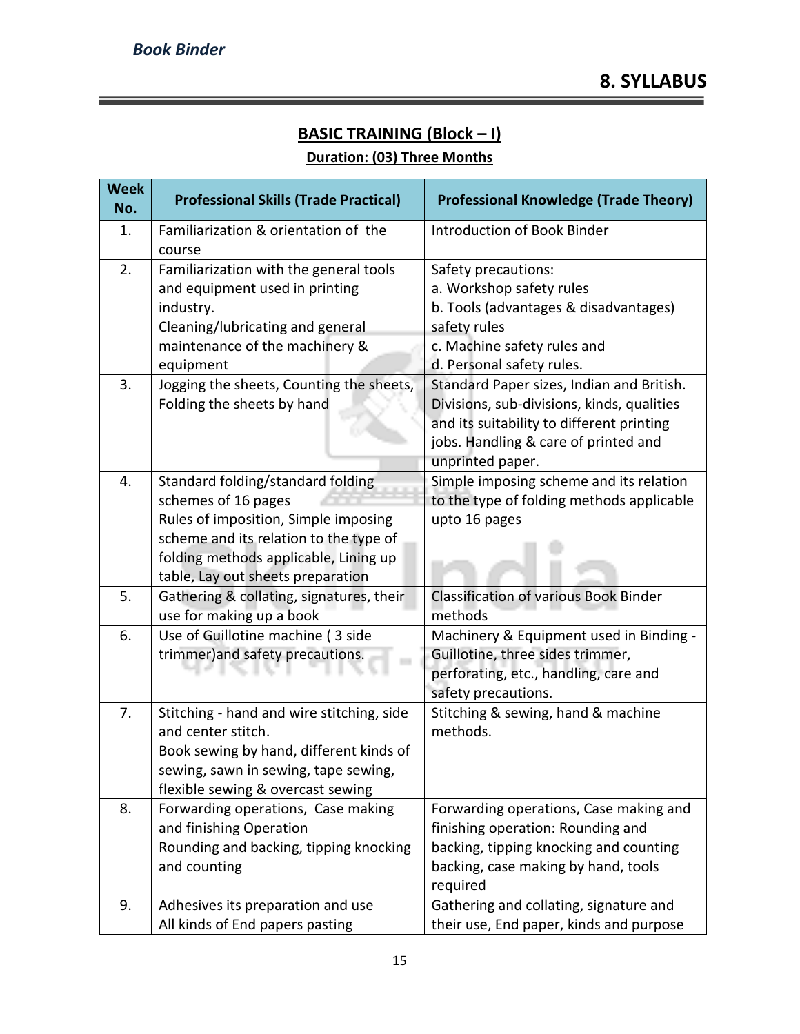## 8. SYLLABUS

### BASIC TRAINING (Block – I)

**Duration: (03) Three Months**

| Week No. | Professional Skills (Trade Practical) | Professional Knowledge (Trade Theory) |
|---|---|---|
| 1. | Familiarization & orientation of the course | Introduction of Book Binder |
| 2. | Familiarization with the general tools and equipment used in printing industry.<br>Cleaning/lubricating and general maintenance of the machinery & equipment | Safety precautions:<br>a. Workshop safety rules<br>b. Tools (advantages & disadvantages) safety rules<br>c. Machine safety rules and<br>d. Personal safety rules. |
| 3. | Jogging the sheets, Counting the sheets, Folding the sheets by hand | Standard Paper sizes, Indian and British. Divisions, sub-divisions, kinds, qualities and its suitability to different printing jobs. Handling & care of printed and unprinted paper. |
| 4. | Standard folding/standard folding schemes of 16 pages<br>Rules of imposition, Simple imposing scheme and its relation to the type of folding methods applicable, Lining up table, Lay out sheets preparation | Simple imposing scheme and its relation to the type of folding methods applicable upto 16 pages |
| 5. | Gathering & collating, signatures, their use for making up a book | Classification of various Book Binder methods |
| 6. | Use of Guillotine machine ( 3 side trimmer)and safety precautions. | Machinery & Equipment used in Binding - Guillotine, three sides trimmer, perforating, etc., handling, care and safety precautions. |
| 7. | Stitching - hand and wire stitching, side and center stitch.<br>Book sewing by hand, different kinds of sewing, sawn in sewing, tape sewing, flexible sewing & overcast sewing | Stitching & sewing, hand & machine methods. |
| 8. | Forwarding operations, Case making and finishing Operation<br>Rounding and backing, tipping knocking and counting | Forwarding operations, Case making and finishing operation: Rounding and backing, tipping knocking and counting backing, case making by hand, tools required |
| 9. | Adhesives its preparation and use<br>All kinds of End papers pasting | Gathering and collating, signature and their use, End paper, kinds and purpose |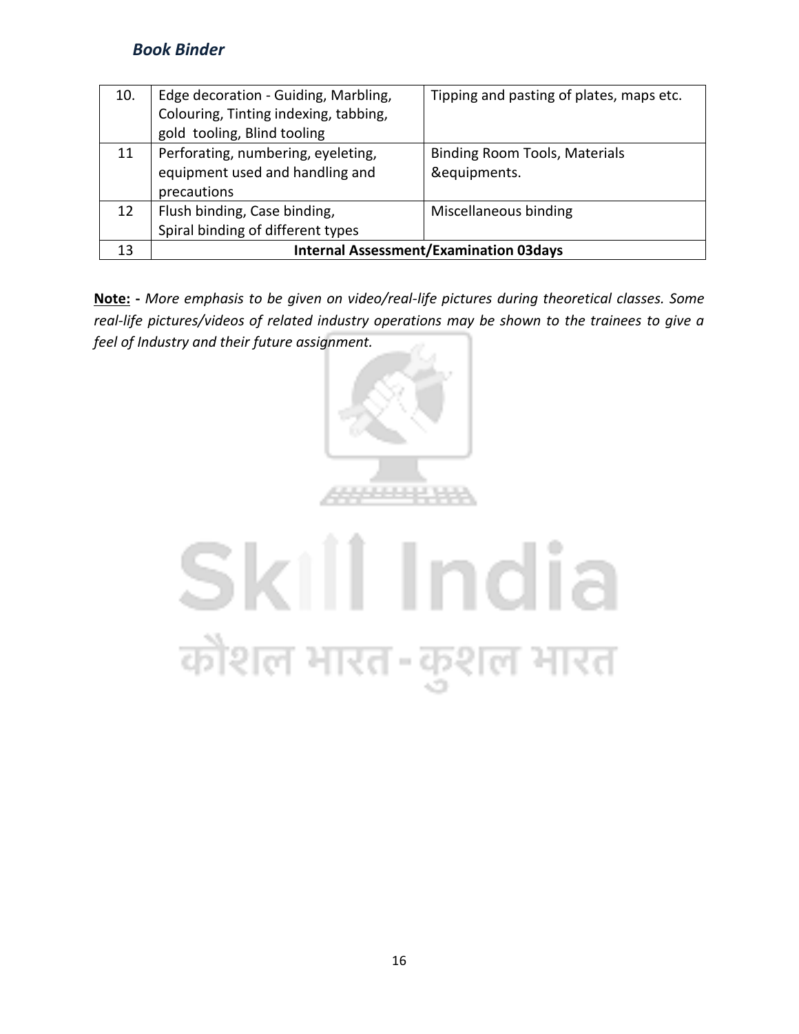| 10. | Edge decoration - Guiding, Marbling, Colouring, Tinting indexing, tabbing, gold tooling, Blind tooling | Tipping and pasting of plates, maps etc. |
|---|---|---|
| 11 | Perforating, numbering, eyeleting, equipment used and handling and precautions | Binding Room Tools, Materials &equipments. |
| 12 | Flush binding, Case binding,<br>Spiral binding of different types | Miscellaneous binding |
| 13 | **Internal Assessment/Examination 03days** | |

**Note: -** *More emphasis to be given on video/real-life pictures during theoretical classes. Some real-life pictures/videos of related industry operations may be shown to the trainees to give a feel of Industry and their future assignment.*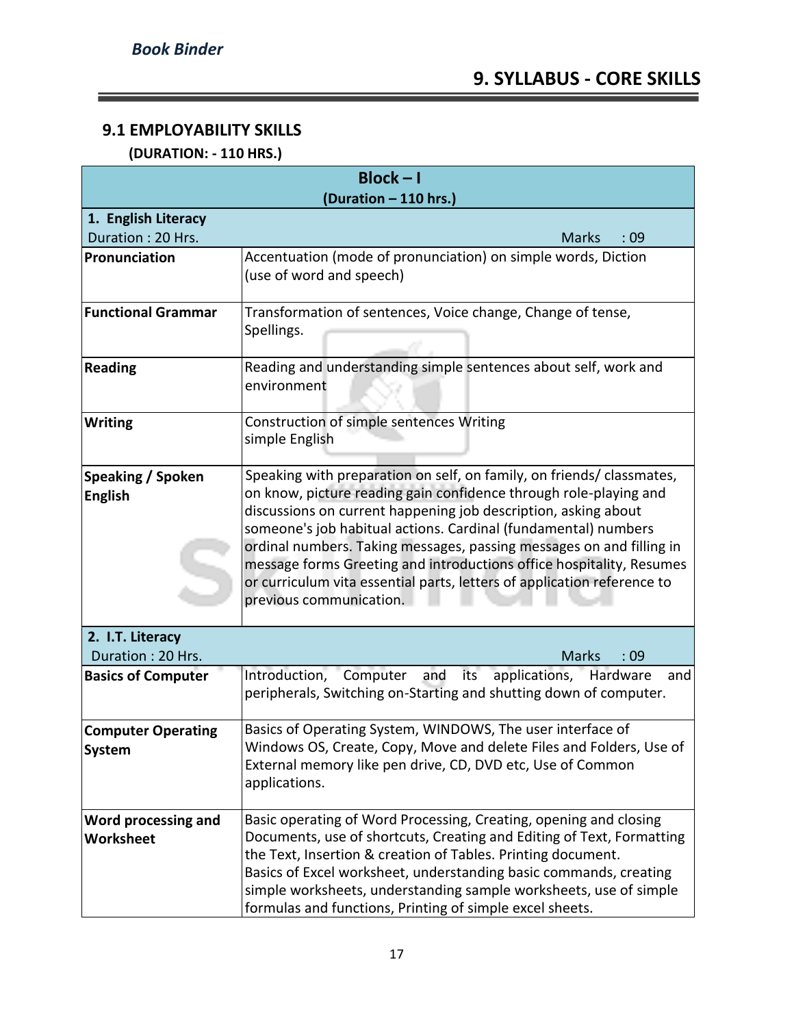## 9. SYLLABUS - CORE SKILLS

### 9.1 EMPLOYABILITY SKILLS

**(DURATION: - 110 HRS.)**

| **Block – I (Duration – 110 hrs.)** | |
|---|---|
| **1. English Literacy** Duration : 20 Hrs. | Marks : 09 |
| **Pronunciation** | Accentuation (mode of pronunciation) on simple words, Diction (use of word and speech) |
| **Functional Grammar** | Transformation of sentences, Voice change, Change of tense, Spellings. |
| **Reading** | Reading and understanding simple sentences about self, work and environment |
| **Writing** | Construction of simple sentences Writing simple English |
| **Speaking / Spoken English** | Speaking with preparation on self, on family, on friends/ classmates, on know, picture reading gain confidence through role-playing and discussions on current happening job description, asking about someone's job habitual actions. Cardinal (fundamental) numbers ordinal numbers. Taking messages, passing messages on and filling in message forms Greeting and introductions office hospitality, Resumes or curriculum vita essential parts, letters of application reference to previous communication. |
| **2. I.T. Literacy** Duration : 20 Hrs. | Marks : 09 |
| **Basics of Computer** | Introduction, Computer and its applications, Hardware and peripherals, Switching on-Starting and shutting down of computer. |
| **Computer Operating System** | Basics of Operating System, WINDOWS, The user interface of Windows OS, Create, Copy, Move and delete Files and Folders, Use of External memory like pen drive, CD, DVD etc, Use of Common applications. |
| **Word processing and Worksheet** | Basic operating of Word Processing, Creating, opening and closing Documents, use of shortcuts, Creating and Editing of Text, Formatting the Text, Insertion & creation of Tables. Printing document. Basics of Excel worksheet, understanding basic commands, creating simple worksheets, understanding sample worksheets, use of simple formulas and functions, Printing of simple excel sheets. |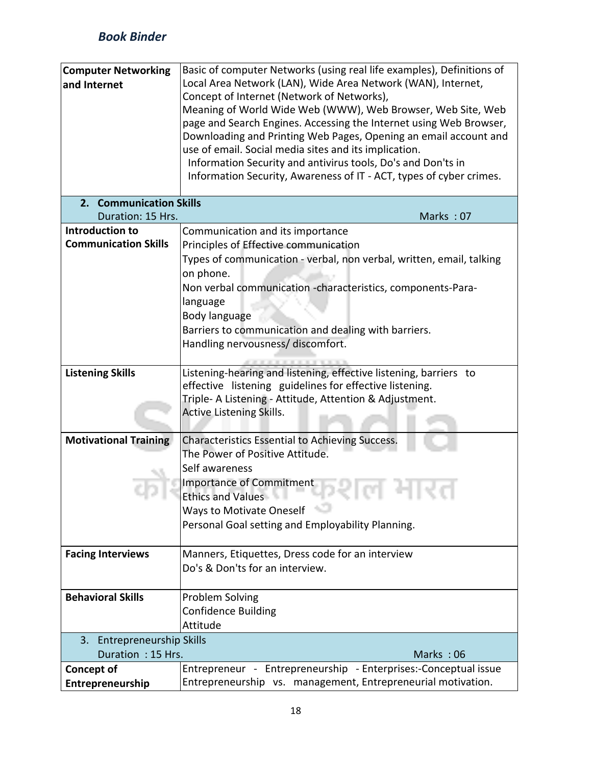*Book Binder*

| | |
|---|---|
| **Computer Networking and Internet** | Basic of computer Networks (using real life examples), Definitions of Local Area Network (LAN), Wide Area Network (WAN), Internet, Concept of Internet (Network of Networks), Meaning of World Wide Web (WWW), Web Browser, Web Site, Web page and Search Engines. Accessing the Internet using Web Browser, Downloading and Printing Web Pages, Opening an email account and use of email. Social media sites and its implication. Information Security and antivirus tools, Do's and Don'ts in Information Security, Awareness of IT - ACT, types of cyber crimes. |
| **2. Communication Skills** Duration: 15 Hrs. | Marks : 07 |
| **Introduction to Communication Skills** | Communication and its importance<br>Principles of Effective communication<br>Types of communication - verbal, non verbal, written, email, talking on phone.<br>Non verbal communication -characteristics, components-Para-language<br>Body language<br>Barriers to communication and dealing with barriers.<br>Handling nervousness/ discomfort. |
| **Listening Skills** | Listening-hearing and listening, effective listening, barriers to effective listening guidelines for effective listening.<br>Triple- A Listening - Attitude, Attention & Adjustment.<br>Active Listening Skills. |
| **Motivational Training** | Characteristics Essential to Achieving Success.<br>The Power of Positive Attitude.<br>Self awareness<br>Importance of Commitment<br>Ethics and Values<br>Ways to Motivate Oneself<br>Personal Goal setting and Employability Planning. |
| **Facing Interviews** | Manners, Etiquettes, Dress code for an interview<br>Do's & Don'ts for an interview. |
| **Behavioral Skills** | Problem Solving<br>Confidence Building<br>Attitude |
| 3. Entrepreneurship Skills Duration : 15 Hrs. | Marks : 06 |
| **Concept of Entrepreneurship** | Entrepreneur - Entrepreneurship - Enterprises:-Conceptual issue Entrepreneurship vs. management, Entrepreneurial motivation. |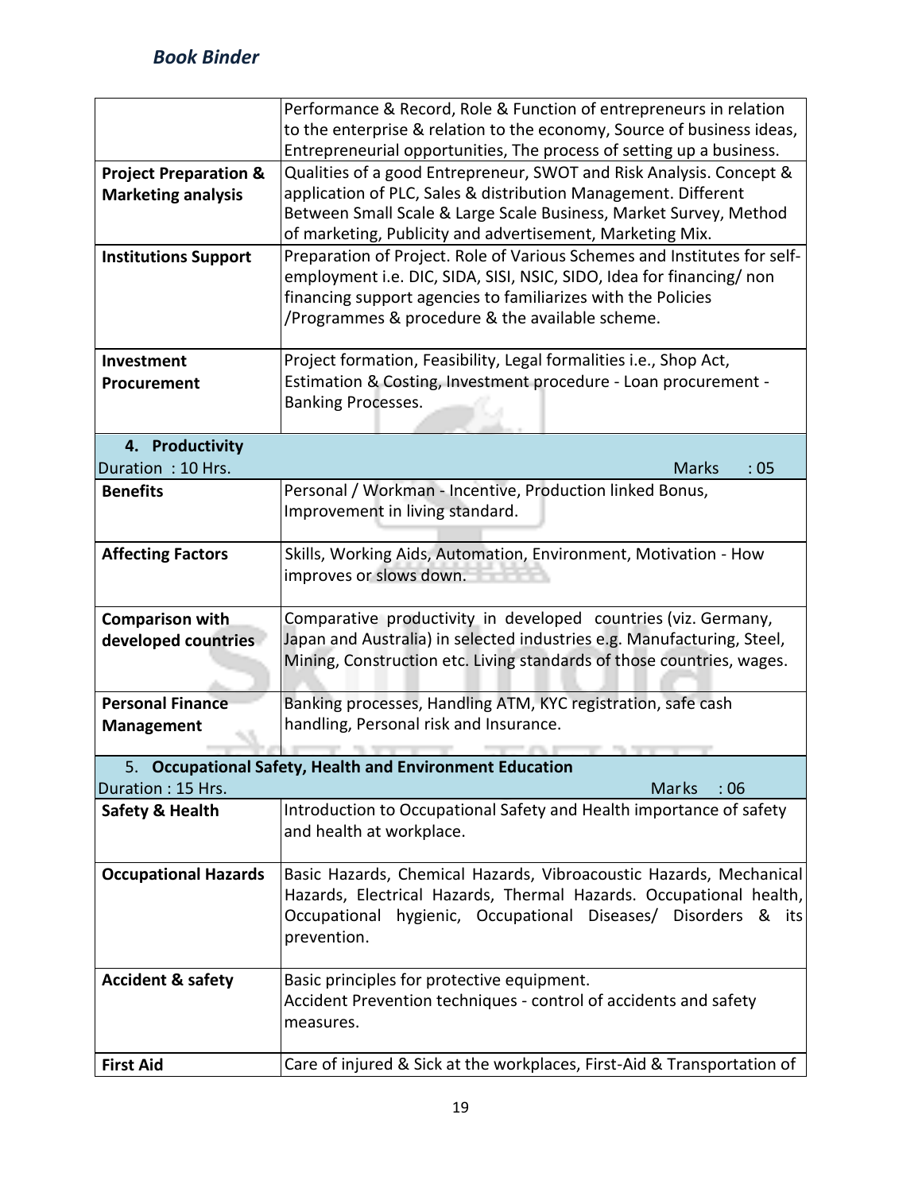| | |
|---|---|
| | Performance & Record, Role & Function of entrepreneurs in relation to the enterprise & relation to the economy, Source of business ideas, Entrepreneurial opportunities, The process of setting up a business. |
| **Project Preparation & Marketing analysis** | Qualities of a good Entrepreneur, SWOT and Risk Analysis. Concept & application of PLC, Sales & distribution Management. Different Between Small Scale & Large Scale Business, Market Survey, Method of marketing, Publicity and advertisement, Marketing Mix. |
| **Institutions Support** | Preparation of Project. Role of Various Schemes and Institutes for self-employment i.e. DIC, SIDA, SISI, NSIC, SIDO, Idea for financing/ non financing support agencies to familiarizes with the Policies /Programmes & procedure & the available scheme. |
| **Investment Procurement** | Project formation, Feasibility, Legal formalities i.e., Shop Act, Estimation & Costing, Investment procedure - Loan procurement - Banking Processes. |
| **4. Productivity** Duration : 10 Hrs. | Marks : 05 |
| **Benefits** | Personal / Workman - Incentive, Production linked Bonus, Improvement in living standard. |
| **Affecting Factors** | Skills, Working Aids, Automation, Environment, Motivation - How improves or slows down. |
| **Comparison with developed countries** | Comparative productivity in developed countries (viz. Germany, Japan and Australia) in selected industries e.g. Manufacturing, Steel, Mining, Construction etc. Living standards of those countries, wages. |
| **Personal Finance Management** | Banking processes, Handling ATM, KYC registration, safe cash handling, Personal risk and Insurance. |
| **5. Occupational Safety, Health and Environment Education** Duration : 15 Hrs. | Marks : 06 |
| **Safety & Health** | Introduction to Occupational Safety and Health importance of safety and health at workplace. |
| **Occupational Hazards** | Basic Hazards, Chemical Hazards, Vibroacoustic Hazards, Mechanical Hazards, Electrical Hazards, Thermal Hazards. Occupational health, Occupational hygienic, Occupational Diseases/ Disorders & its prevention. |
| **Accident & safety** | Basic principles for protective equipment. Accident Prevention techniques - control of accidents and safety measures. |
| **First Aid** | Care of injured & Sick at the workplaces, First-Aid & Transportation of |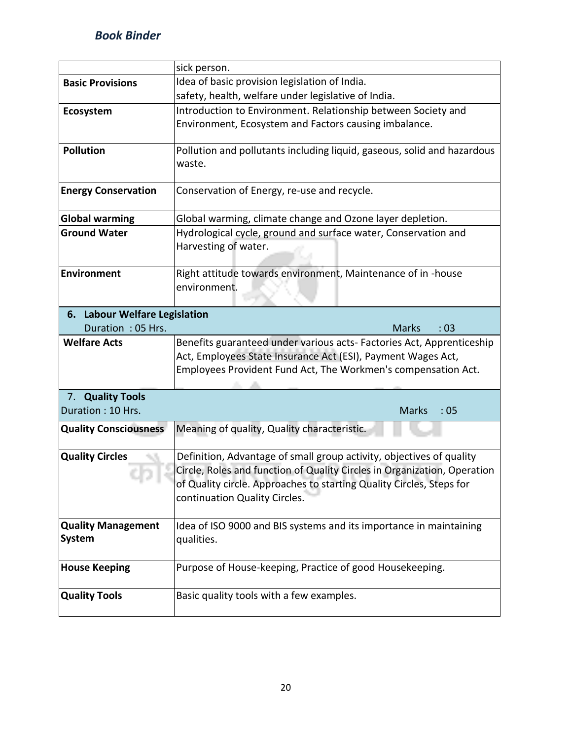|  | sick person. |
|---|---|
| **Basic Provisions** | Idea of basic provision legislation of India.<br>safety, health, welfare under legislative of India. |
| **Ecosystem** | Introduction to Environment. Relationship between Society and Environment, Ecosystem and Factors causing imbalance. |
| **Pollution** | Pollution and pollutants including liquid, gaseous, solid and hazardous waste. |
| **Energy Conservation** | Conservation of Energy, re-use and recycle. |
| **Global warming** | Global warming, climate change and Ozone layer depletion. |
| **Ground Water** | Hydrological cycle, ground and surface water, Conservation and Harvesting of water. |
| **Environment** | Right attitude towards environment, Maintenance of in -house environment. |
| **6. Labour Welfare Legislation**<br>Duration : 05 Hrs. | Marks : 03 |
| **Welfare Acts** | Benefits guaranteed under various acts- Factories Act, Apprenticeship Act, Employees State Insurance Act (ESI), Payment Wages Act, Employees Provident Fund Act, The Workmen's compensation Act. |
| 7. **Quality Tools**<br>Duration : 10 Hrs. | Marks : 05 |
| **Quality Consciousness** | Meaning of quality, Quality characteristic. |
| **Quality Circles** | Definition, Advantage of small group activity, objectives of quality Circle, Roles and function of Quality Circles in Organization, Operation of Quality circle. Approaches to starting Quality Circles, Steps for continuation Quality Circles. |
| **Quality Management System** | Idea of ISO 9000 and BIS systems and its importance in maintaining qualities. |
| **House Keeping** | Purpose of House-keeping, Practice of good Housekeeping. |
| **Quality Tools** | Basic quality tools with a few examples. |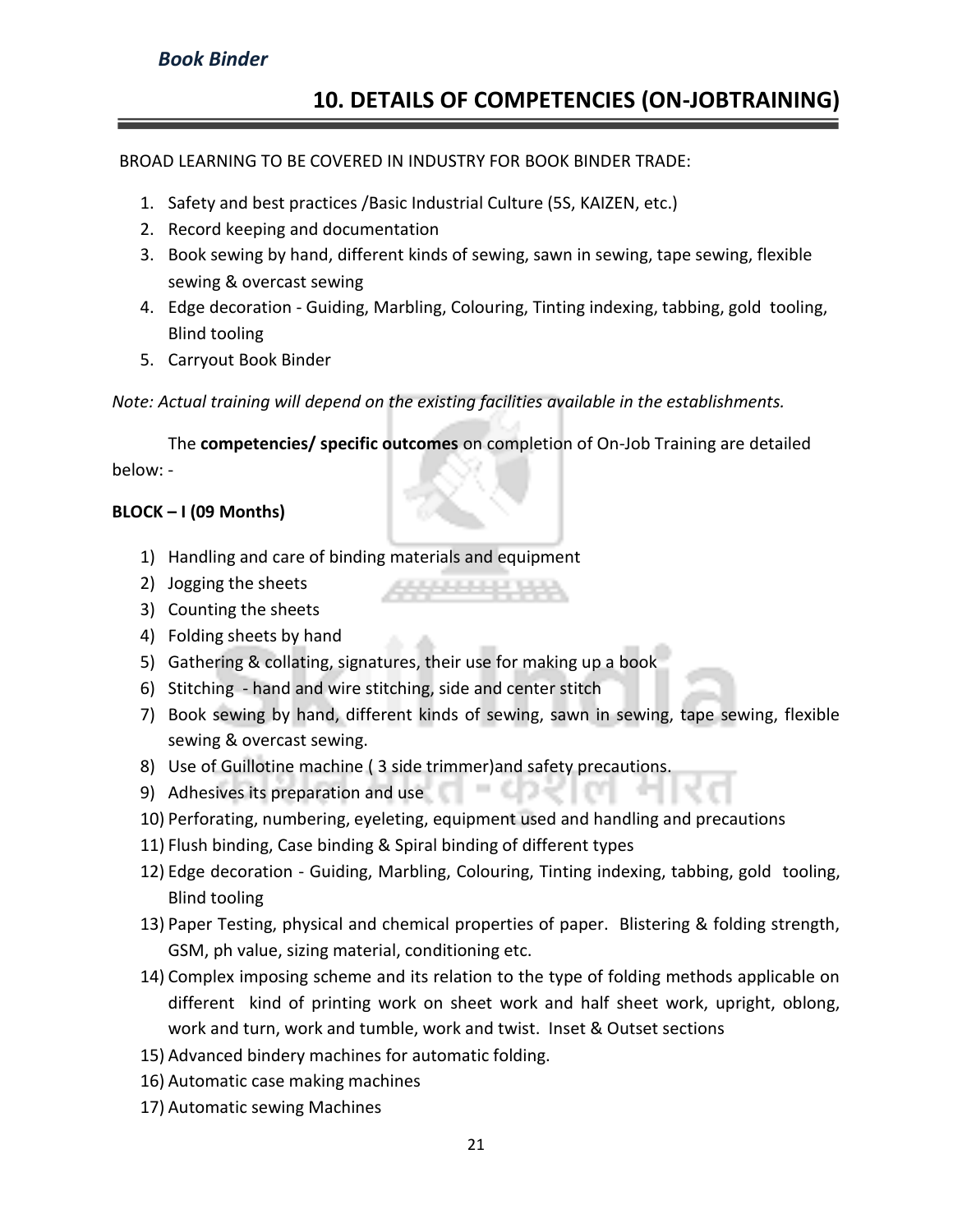## 10. DETAILS OF COMPETENCIES (ON-JOBTRAINING)

BROAD LEARNING TO BE COVERED IN INDUSTRY FOR BOOK BINDER TRADE:

1. Safety and best practices /Basic Industrial Culture (5S, KAIZEN, etc.)
2. Record keeping and documentation
3. Book sewing by hand, different kinds of sewing, sawn in sewing, tape sewing, flexible sewing & overcast sewing
4. Edge decoration - Guiding, Marbling, Colouring, Tinting indexing, tabbing, gold tooling, Blind tooling
5. Carryout Book Binder

*Note: Actual training will depend on the existing facilities available in the establishments.*

The **competencies/ specific outcomes** on completion of On-Job Training are detailed below: -

**BLOCK – I (09 Months)**

1) Handling and care of binding materials and equipment
2) Jogging the sheets
3) Counting the sheets
4) Folding sheets by hand
5) Gathering & collating, signatures, their use for making up a book
6) Stitching - hand and wire stitching, side and center stitch
7) Book sewing by hand, different kinds of sewing, sawn in sewing, tape sewing, flexible sewing & overcast sewing.
8) Use of Guillotine machine ( 3 side trimmer)and safety precautions.
9) Adhesives its preparation and use
10) Perforating, numbering, eyeleting, equipment used and handling and precautions
11) Flush binding, Case binding & Spiral binding of different types
12) Edge decoration - Guiding, Marbling, Colouring, Tinting indexing, tabbing, gold tooling, Blind tooling
13) Paper Testing, physical and chemical properties of paper. Blistering & folding strength, GSM, ph value, sizing material, conditioning etc.
14) Complex imposing scheme and its relation to the type of folding methods applicable on different kind of printing work on sheet work and half sheet work, upright, oblong, work and turn, work and tumble, work and twist. Inset & Outset sections
15) Advanced bindery machines for automatic folding.
16) Automatic case making machines
17) Automatic sewing Machines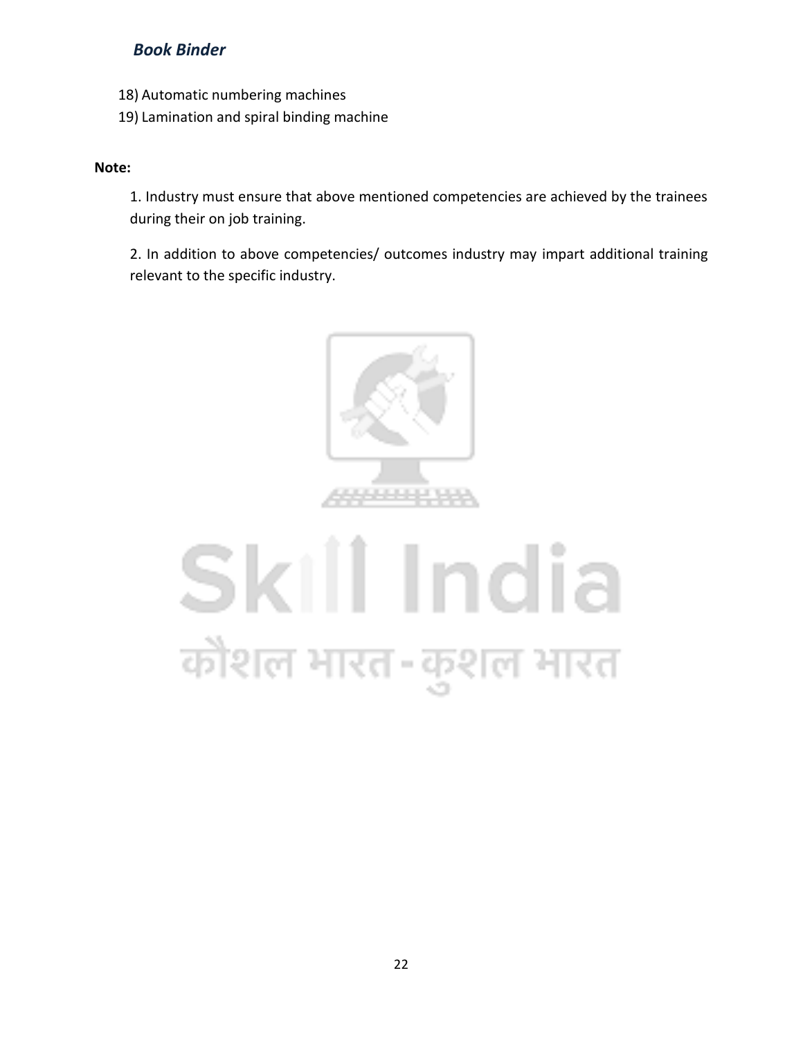18) Automatic numbering machines
19) Lamination and spiral binding machine

**Note:**

1. Industry must ensure that above mentioned competencies are achieved by the trainees during their on job training.

2. In addition to above competencies/ outcomes industry may impart additional training relevant to the specific industry.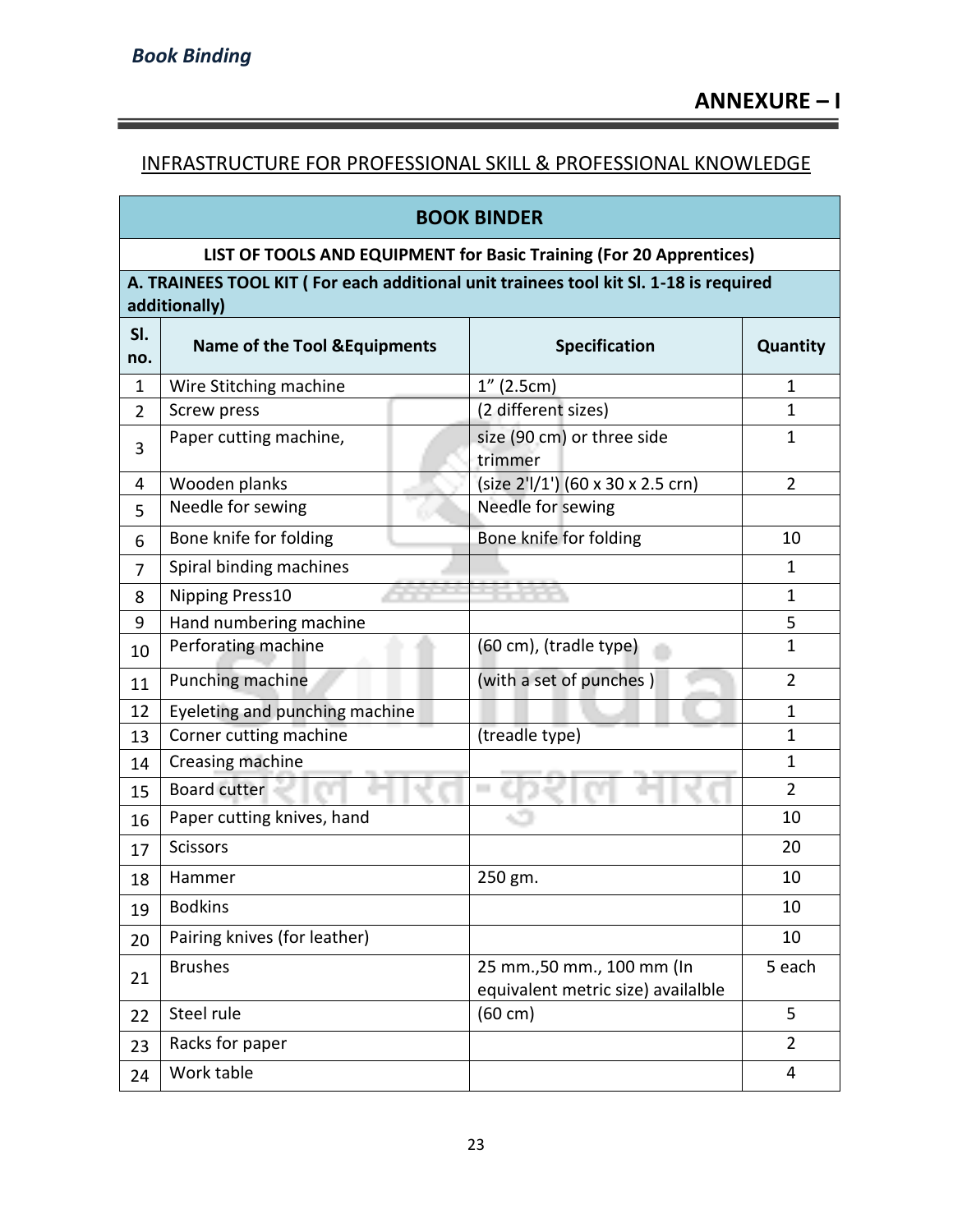## ANNEXURE – I

### INFRASTRUCTURE FOR PROFESSIONAL SKILL & PROFESSIONAL KNOWLEDGE

| BOOK BINDER | | | |
|---|---|---|---|
| **LIST OF TOOLS AND EQUIPMENT for Basic Training (For 20 Apprentices)** | | | |
| **A. TRAINEES TOOL KIT ( For each additional unit trainees tool kit Sl. 1-18 is required additionally)** | | | |
| **Sl. no.** | **Name of the Tool &Equipments** | **Specification** | **Quantity** |
| 1 | Wire Stitching machine | 1” (2.5cm) | 1 |
| 2 | Screw press | (2 different sizes) | 1 |
| 3 | Paper cutting machine, | size (90 cm) or three side trimmer | 1 |
| 4 | Wooden planks | (size 2'l/1') (60 x 30 x 2.5 crn) | 2 |
| 5 | Needle for sewing | Needle for sewing | |
| 6 | Bone knife for folding | Bone knife for folding | 10 |
| 7 | Spiral binding machines | | 1 |
| 8 | Nipping Press10 | | 1 |
| 9 | Hand numbering machine | | 5 |
| 10 | Perforating machine | (60 cm), (tradle type) | 1 |
| 11 | Punching machine | (with a set of punches ) | 2 |
| 12 | Eyeleting and punching machine | | 1 |
| 13 | Corner cutting machine | (treadle type) | 1 |
| 14 | Creasing machine | | 1 |
| 15 | Board cutter | | 2 |
| 16 | Paper cutting knives, hand | | 10 |
| 17 | Scissors | | 20 |
| 18 | Hammer | 250 gm. | 10 |
| 19 | Bodkins | | 10 |
| 20 | Pairing knives (for leather) | | 10 |
| 21 | Brushes | 25 mm.,50 mm., 100 mm (In equivalent metric size) availalble | 5 each |
| 22 | Steel rule | (60 cm) | 5 |
| 23 | Racks for paper | | 2 |
| 24 | Work table | | 4 |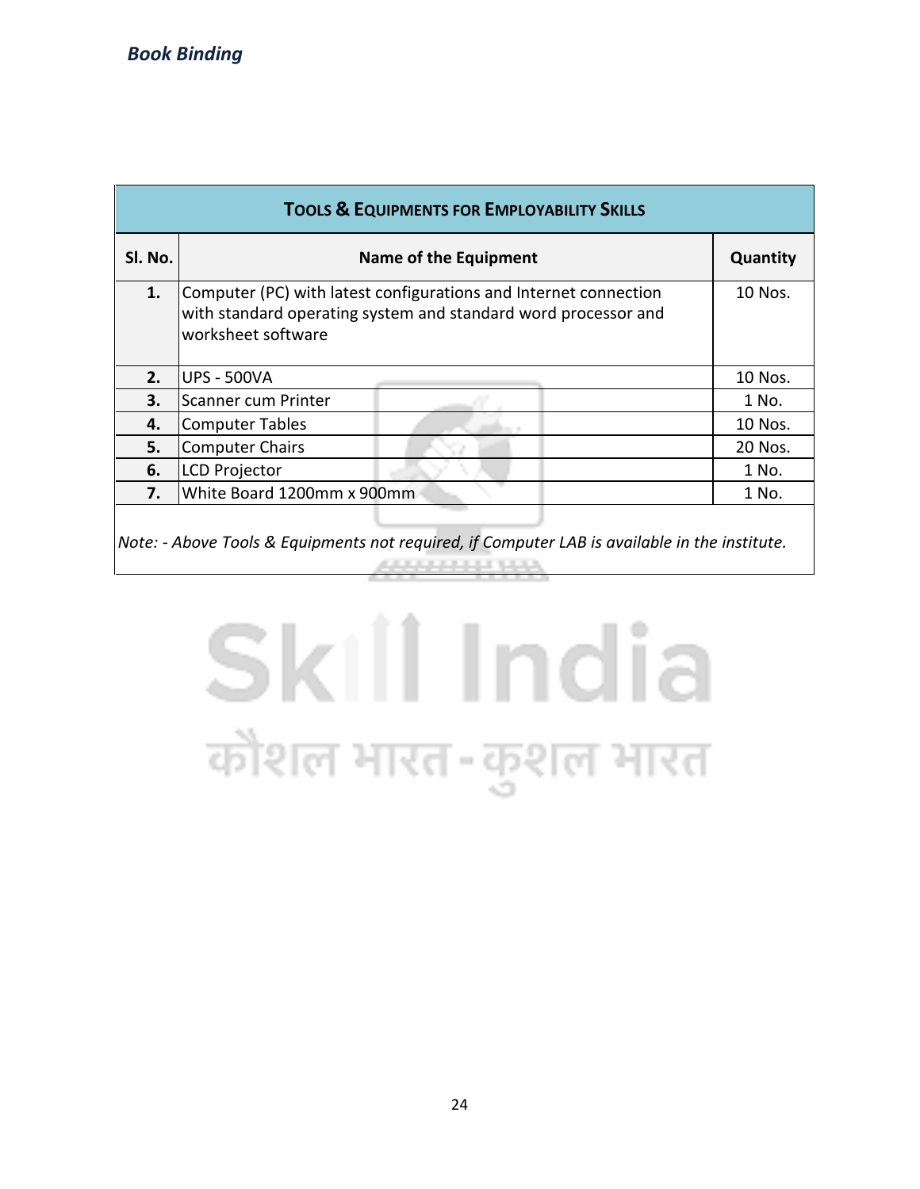| TOOLS & EQUIPMENTS FOR EMPLOYABILITY SKILLS | | |
|---|---|---|
| **Sl. No.** | **Name of the Equipment** | **Quantity** |
| **1.** | Computer (PC) with latest configurations and Internet connection with standard operating system and standard word processor and worksheet software | 10 Nos. |
| **2.** | UPS - 500VA | 10 Nos. |
| **3.** | Scanner cum Printer | 1 No. |
| **4.** | Computer Tables | 10 Nos. |
| **5.** | Computer Chairs | 20 Nos. |
| **6.** | LCD Projector | 1 No. |
| **7.** | White Board 1200mm x 900mm | 1 No. |

*Note: - Above Tools & Equipments not required, if Computer LAB is available in the institute.*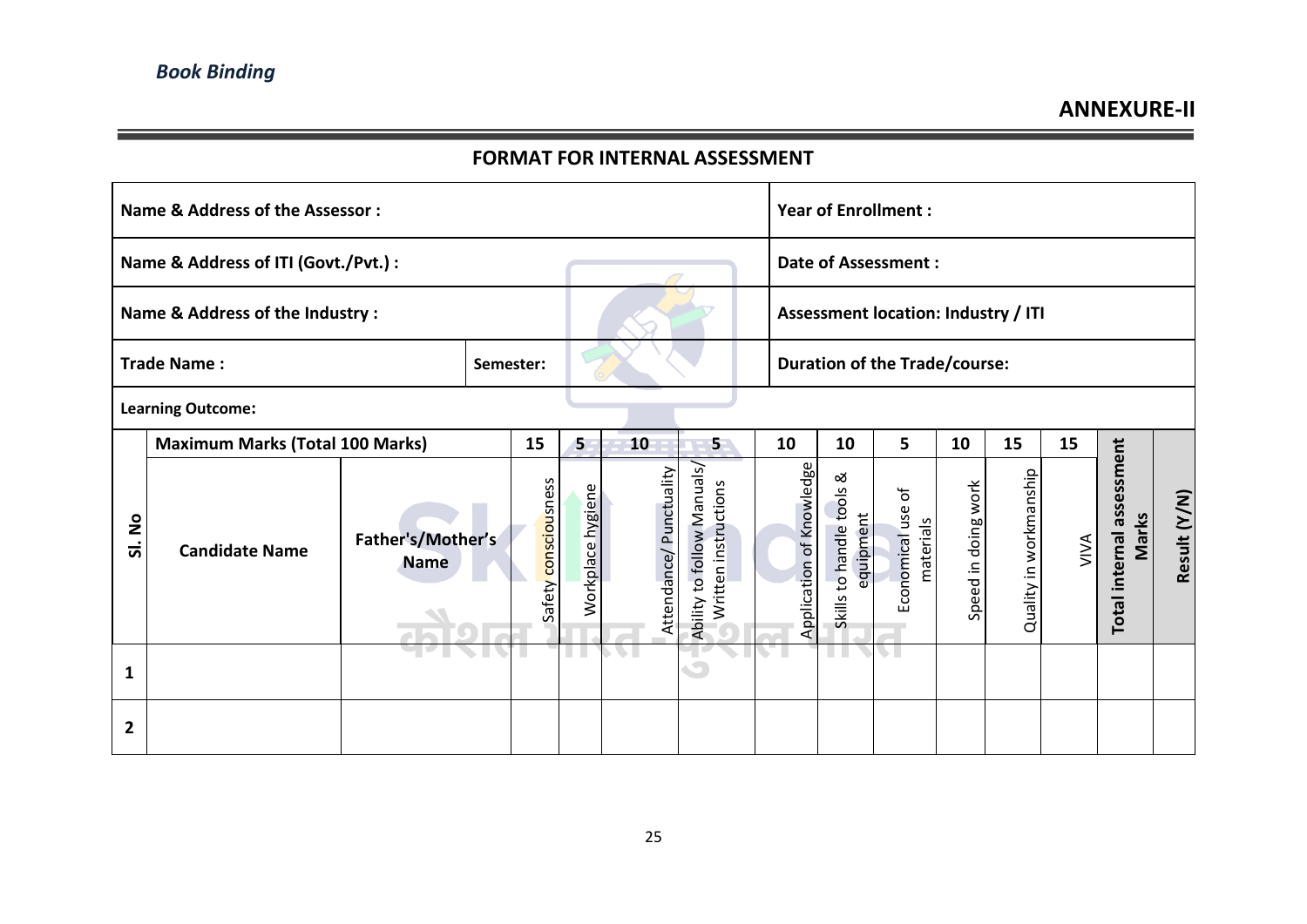*Book Binding*

**ANNEXURE-II**

## FORMAT FOR INTERNAL ASSESSMENT

| | | | |
|---|---|---|---|
| **Name & Address of the Assessor :** | | | **Year of Enrollment :** |
| **Name & Address of ITI (Govt./Pvt.) :** | | | **Date of Assessment :** |
| **Name & Address of the Industry :** | | | **Assessment location: Industry / ITI** |
| **Trade Name :** | | **Semester:** | **Duration of the Trade/course:** |
| **Learning Outcome:** | | | |

| | **Maximum Marks (Total 100 Marks)** | | 15 | 5 | 10 | 5 | 10 | 10 | 5 | 10 | 15 | 15 | | |
|---|---|---|---|---|---|---|---|---|---|---|---|---|---|---|
| **Sl. No** | **Candidate Name** | **Father's/Mother's Name** | Safety consciousness | Workplace hygiene | Attendance/ Punctuality | Ability to follow Manuals/ Written instructions | Application of Knowledge | Skills to handle tools & equipment | Economical use of materials | Speed in doing work | Quality in workmanship | VIVA | **Total internal assessment Marks** | **Result (Y/N)** |
| **1** | | | | | | | | | | | | | | |
| **2** | | | | | | | | | | | | | | |